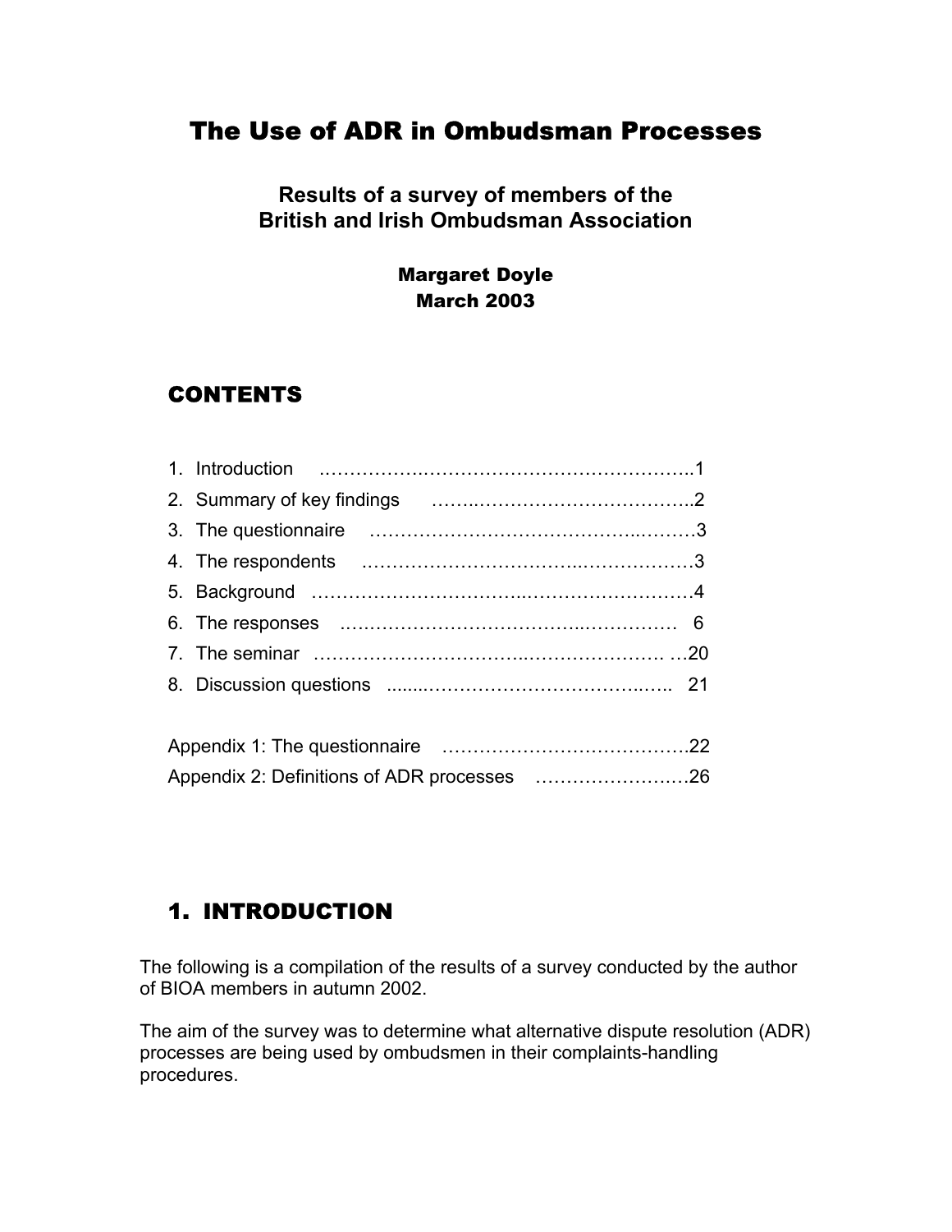# The Use of ADR in Ombudsman Processes

## Results of a survey of members of the British and Irish Ombudsman Association

**Margaret Doyle**
**March 2003**

## CONTENTS

1. Introduction ……………………………………………………..1
2. Summary of key findings ……………………………………..2
3. The questionnaire ………………………………………………3
4. The respondents ………………………………………………3
5. Background ……………………………………………………4
6. The responses ………………………………………………… 6
7. The seminar ………………………………………………… …20
8. Discussion questions ………………………………………… 21

Appendix 1: The questionnaire ……………………………………22
Appendix 2: Definitions of ADR processes ………………………26

## 1. INTRODUCTION

The following is a compilation of the results of a survey conducted by the author of BIOA members in autumn 2002.

The aim of the survey was to determine what alternative dispute resolution (ADR) processes are being used by ombudsmen in their complaints-handling procedures.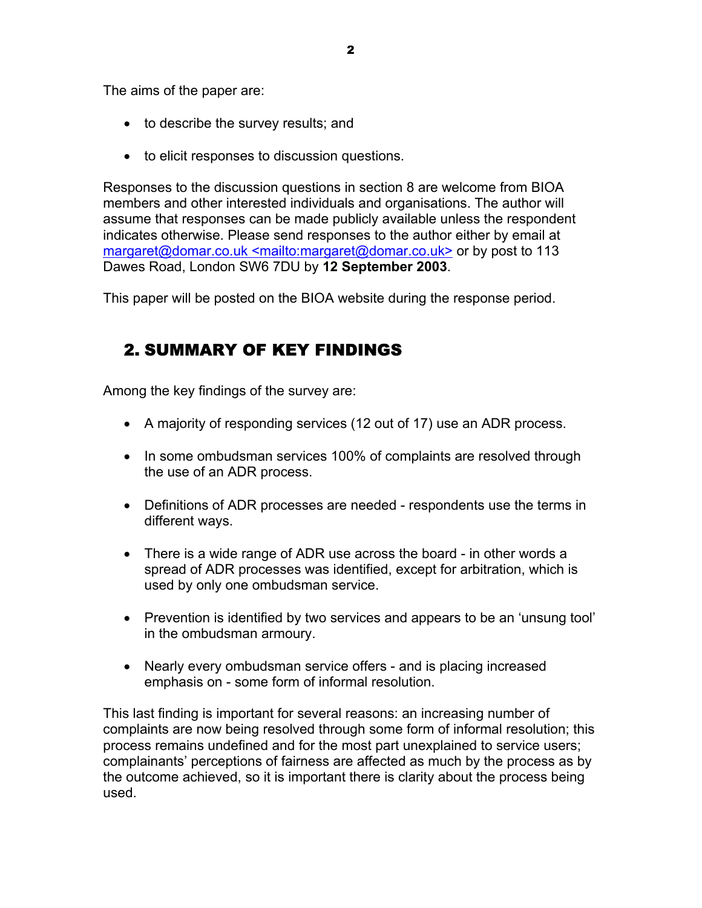The aims of the paper are:

- to describe the survey results; and
- to elicit responses to discussion questions.

Responses to the discussion questions in section 8 are welcome from BIOA members and other interested individuals and organisations. The author will assume that responses can be made publicly available unless the respondent indicates otherwise. Please send responses to the author either by email at margaret@domar.co.uk <mailto:margaret@domar.co.uk> or by post to 113 Dawes Road, London SW6 7DU by **12 September 2003**.

This paper will be posted on the BIOA website during the response period.

## 2. SUMMARY OF KEY FINDINGS

Among the key findings of the survey are:

- A majority of responding services (12 out of 17) use an ADR process.
- In some ombudsman services 100% of complaints are resolved through the use of an ADR process.
- Definitions of ADR processes are needed - respondents use the terms in different ways.
- There is a wide range of ADR use across the board - in other words a spread of ADR processes was identified, except for arbitration, which is used by only one ombudsman service.
- Prevention is identified by two services and appears to be an 'unsung tool' in the ombudsman armoury.
- Nearly every ombudsman service offers - and is placing increased emphasis on - some form of informal resolution.

This last finding is important for several reasons: an increasing number of complaints are now being resolved through some form of informal resolution; this process remains undefined and for the most part unexplained to service users; complainants' perceptions of fairness are affected as much by the process as by the outcome achieved, so it is important there is clarity about the process being used.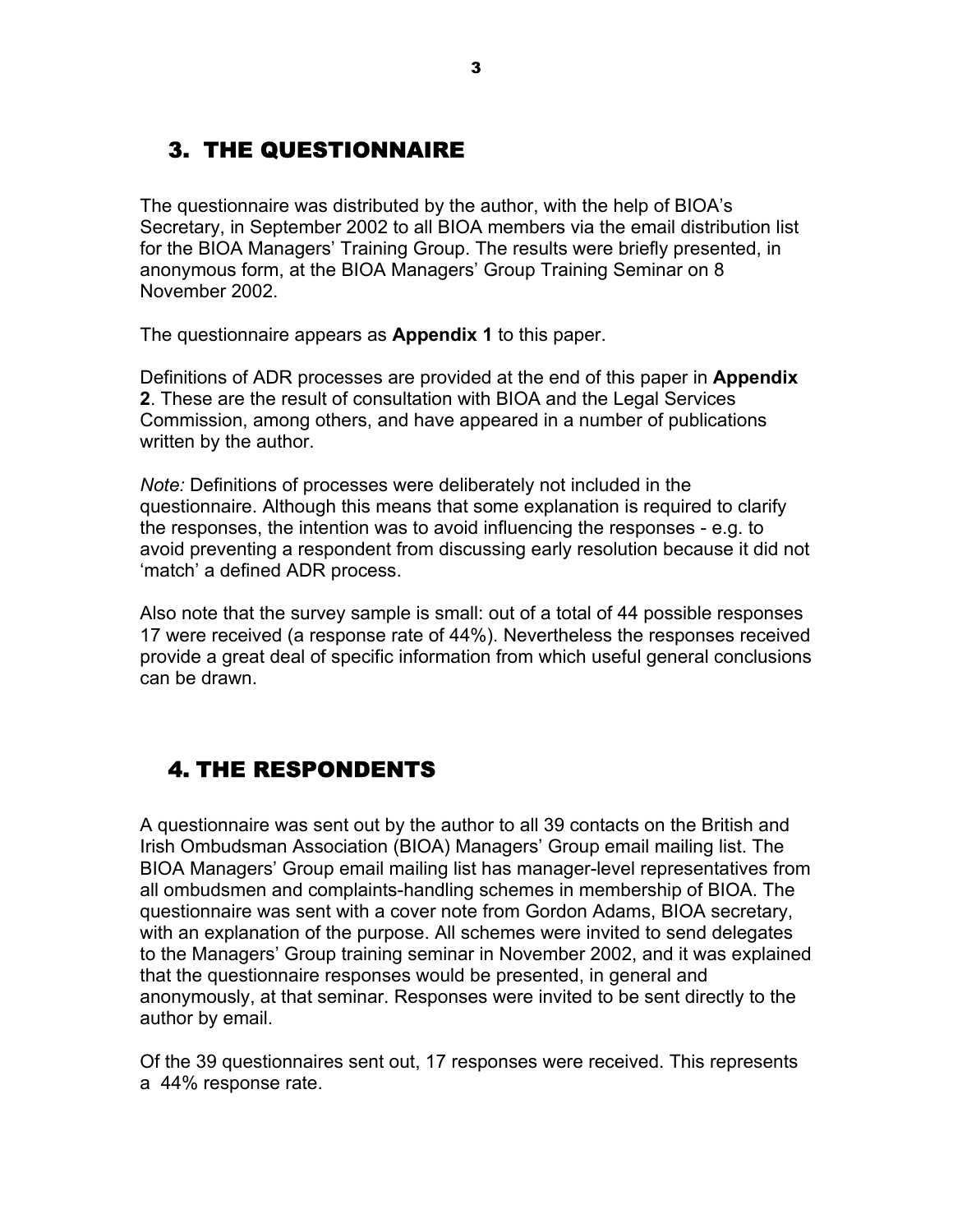## 3. THE QUESTIONNAIRE

The questionnaire was distributed by the author, with the help of BIOA's Secretary, in September 2002 to all BIOA members via the email distribution list for the BIOA Managers' Training Group. The results were briefly presented, in anonymous form, at the BIOA Managers' Group Training Seminar on 8 November 2002.

The questionnaire appears as **Appendix 1** to this paper.

Definitions of ADR processes are provided at the end of this paper in **Appendix 2**. These are the result of consultation with BIOA and the Legal Services Commission, among others, and have appeared in a number of publications written by the author.

*Note:* Definitions of processes were deliberately not included in the questionnaire. Although this means that some explanation is required to clarify the responses, the intention was to avoid influencing the responses - e.g. to avoid preventing a respondent from discussing early resolution because it did not 'match' a defined ADR process.

Also note that the survey sample is small: out of a total of 44 possible responses 17 were received (a response rate of 44%). Nevertheless the responses received provide a great deal of specific information from which useful general conclusions can be drawn.

## 4. THE RESPONDENTS

A questionnaire was sent out by the author to all 39 contacts on the British and Irish Ombudsman Association (BIOA) Managers' Group email mailing list. The BIOA Managers' Group email mailing list has manager-level representatives from all ombudsmen and complaints-handling schemes in membership of BIOA. The questionnaire was sent with a cover note from Gordon Adams, BIOA secretary, with an explanation of the purpose. All schemes were invited to send delegates to the Managers' Group training seminar in November 2002, and it was explained that the questionnaire responses would be presented, in general and anonymously, at that seminar. Responses were invited to be sent directly to the author by email.

Of the 39 questionnaires sent out, 17 responses were received. This represents a 44% response rate.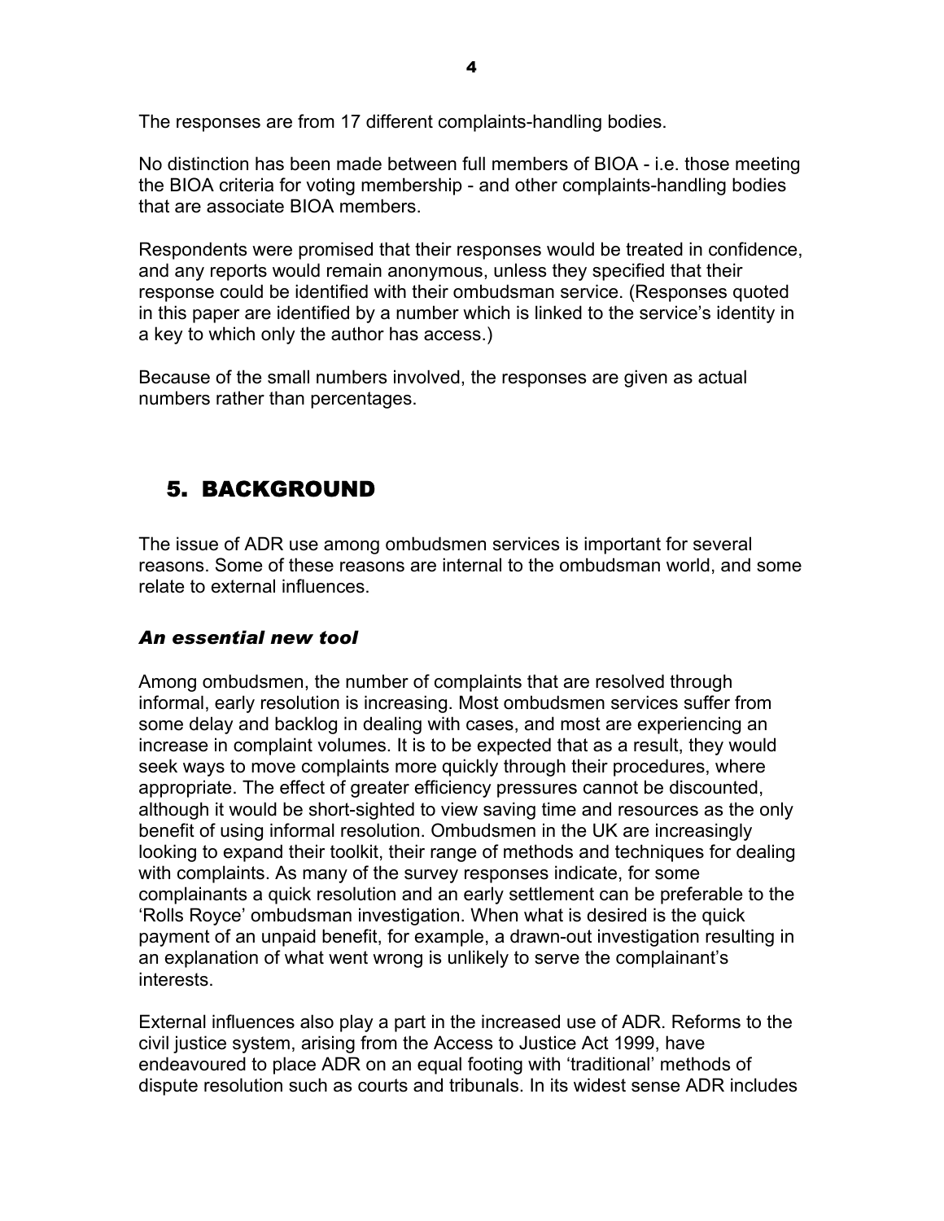The responses are from 17 different complaints-handling bodies.

No distinction has been made between full members of BIOA - i.e. those meeting the BIOA criteria for voting membership - and other complaints-handling bodies that are associate BIOA members.

Respondents were promised that their responses would be treated in confidence, and any reports would remain anonymous, unless they specified that their response could be identified with their ombudsman service. (Responses quoted in this paper are identified by a number which is linked to the service's identity in a key to which only the author has access.)

Because of the small numbers involved, the responses are given as actual numbers rather than percentages.

## 5. BACKGROUND

The issue of ADR use among ombudsmen services is important for several reasons. Some of these reasons are internal to the ombudsman world, and some relate to external influences.

### *An essential new tool*

Among ombudsmen, the number of complaints that are resolved through informal, early resolution is increasing. Most ombudsmen services suffer from some delay and backlog in dealing with cases, and most are experiencing an increase in complaint volumes. It is to be expected that as a result, they would seek ways to move complaints more quickly through their procedures, where appropriate. The effect of greater efficiency pressures cannot be discounted, although it would be short-sighted to view saving time and resources as the only benefit of using informal resolution. Ombudsmen in the UK are increasingly looking to expand their toolkit, their range of methods and techniques for dealing with complaints. As many of the survey responses indicate, for some complainants a quick resolution and an early settlement can be preferable to the 'Rolls Royce' ombudsman investigation. When what is desired is the quick payment of an unpaid benefit, for example, a drawn-out investigation resulting in an explanation of what went wrong is unlikely to serve the complainant's interests.

External influences also play a part in the increased use of ADR. Reforms to the civil justice system, arising from the Access to Justice Act 1999, have endeavoured to place ADR on an equal footing with 'traditional' methods of dispute resolution such as courts and tribunals. In its widest sense ADR includes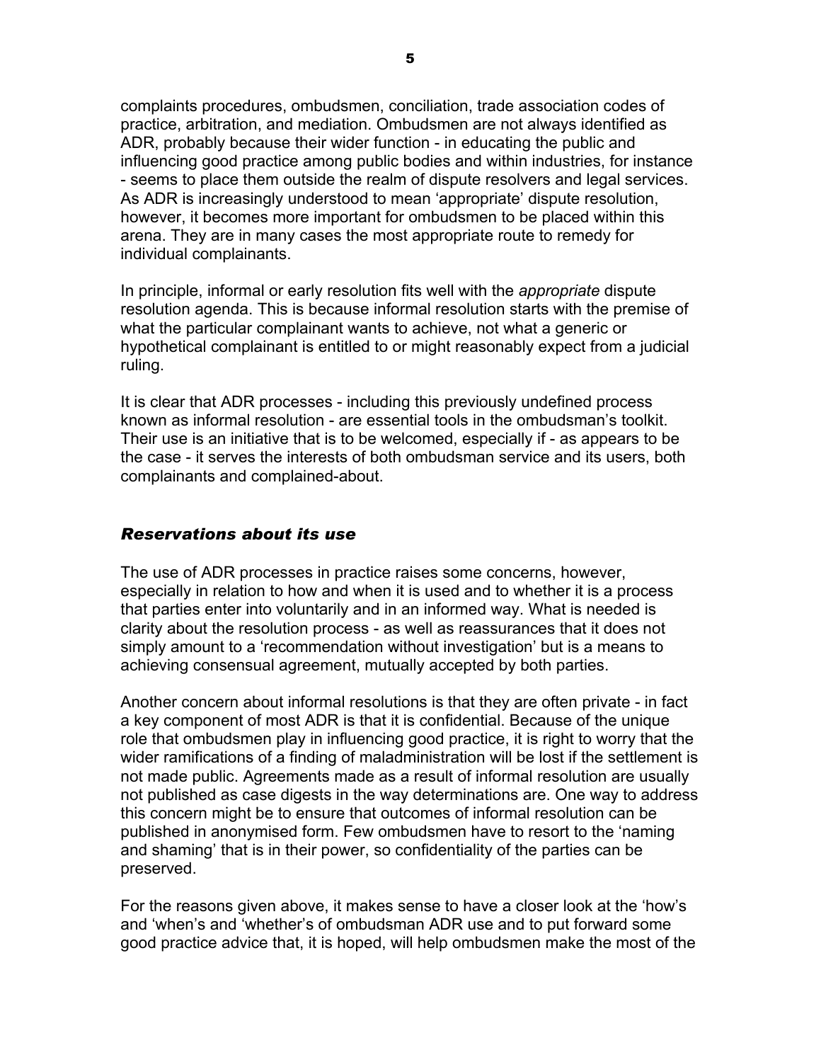complaints procedures, ombudsmen, conciliation, trade association codes of practice, arbitration, and mediation. Ombudsmen are not always identified as ADR, probably because their wider function - in educating the public and influencing good practice among public bodies and within industries, for instance - seems to place them outside the realm of dispute resolvers and legal services. As ADR is increasingly understood to mean 'appropriate' dispute resolution, however, it becomes more important for ombudsmen to be placed within this arena. They are in many cases the most appropriate route to remedy for individual complainants.

In principle, informal or early resolution fits well with the *appropriate* dispute resolution agenda. This is because informal resolution starts with the premise of what the particular complainant wants to achieve, not what a generic or hypothetical complainant is entitled to or might reasonably expect from a judicial ruling.

It is clear that ADR processes - including this previously undefined process known as informal resolution - are essential tools in the ombudsman's toolkit. Their use is an initiative that is to be welcomed, especially if - as appears to be the case - it serves the interests of both ombudsman service and its users, both complainants and complained-about.

### *Reservations about its use*

The use of ADR processes in practice raises some concerns, however, especially in relation to how and when it is used and to whether it is a process that parties enter into voluntarily and in an informed way. What is needed is clarity about the resolution process - as well as reassurances that it does not simply amount to a 'recommendation without investigation' but is a means to achieving consensual agreement, mutually accepted by both parties.

Another concern about informal resolutions is that they are often private - in fact a key component of most ADR is that it is confidential. Because of the unique role that ombudsmen play in influencing good practice, it is right to worry that the wider ramifications of a finding of maladministration will be lost if the settlement is not made public. Agreements made as a result of informal resolution are usually not published as case digests in the way determinations are. One way to address this concern might be to ensure that outcomes of informal resolution can be published in anonymised form. Few ombudsmen have to resort to the 'naming and shaming' that is in their power, so confidentiality of the parties can be preserved.

For the reasons given above, it makes sense to have a closer look at the 'how's and 'when's and 'whether's of ombudsman ADR use and to put forward some good practice advice that, it is hoped, will help ombudsmen make the most of the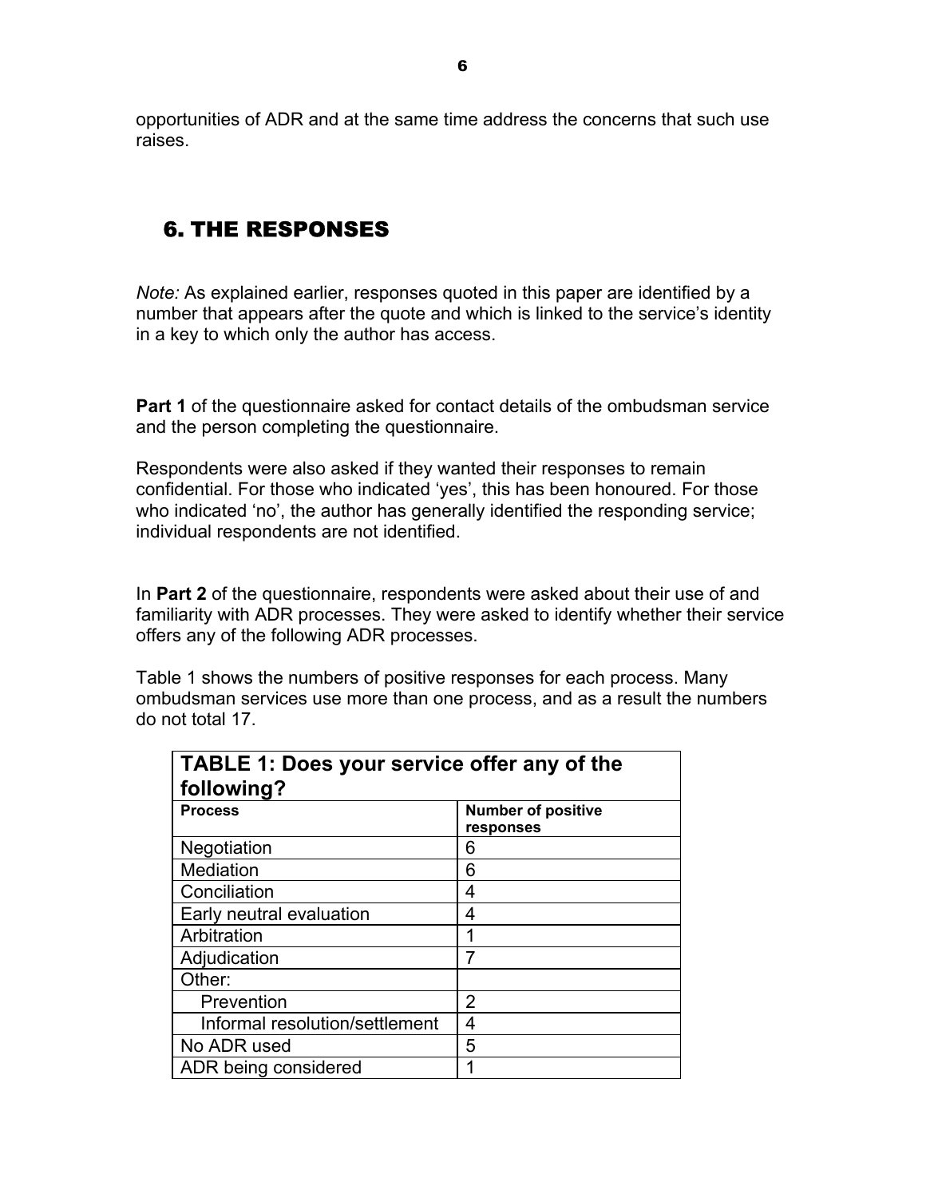opportunities of ADR and at the same time address the concerns that such use raises.

## 6. THE RESPONSES

*Note:* As explained earlier, responses quoted in this paper are identified by a number that appears after the quote and which is linked to the service's identity in a key to which only the author has access.

**Part 1** of the questionnaire asked for contact details of the ombudsman service and the person completing the questionnaire.

Respondents were also asked if they wanted their responses to remain confidential. For those who indicated 'yes', this has been honoured. For those who indicated 'no', the author has generally identified the responding service; individual respondents are not identified.

In **Part 2** of the questionnaire, respondents were asked about their use of and familiarity with ADR processes. They were asked to identify whether their service offers any of the following ADR processes.

Table 1 shows the numbers of positive responses for each process. Many ombudsman services use more than one process, and as a result the numbers do not total 17.

**TABLE 1: Does your service offer any of the following?**

| Process | Number of positive responses |
|---|---|
| Negotiation | 6 |
| Mediation | 6 |
| Conciliation | 4 |
| Early neutral evaluation | 4 |
| Arbitration | 1 |
| Adjudication | 7 |
| Other: | |
| Prevention | 2 |
| Informal resolution/settlement | 4 |
| No ADR used | 5 |
| ADR being considered | 1 |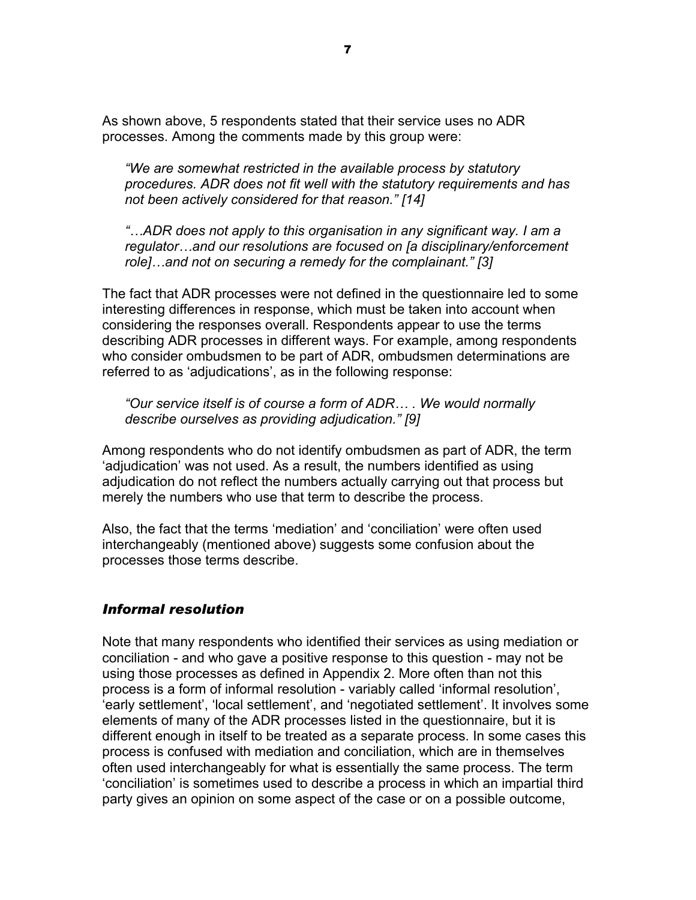As shown above, 5 respondents stated that their service uses no ADR processes. Among the comments made by this group were:

> *"We are somewhat restricted in the available process by statutory procedures. ADR does not fit well with the statutory requirements and has not been actively considered for that reason." [14]*

> *"…ADR does not apply to this organisation in any significant way. I am a regulator…and our resolutions are focused on [a disciplinary/enforcement role]…and not on securing a remedy for the complainant." [3]*

The fact that ADR processes were not defined in the questionnaire led to some interesting differences in response, which must be taken into account when considering the responses overall. Respondents appear to use the terms describing ADR processes in different ways. For example, among respondents who consider ombudsmen to be part of ADR, ombudsmen determinations are referred to as 'adjudications', as in the following response:

> *"Our service itself is of course a form of ADR… . We would normally describe ourselves as providing adjudication." [9]*

Among respondents who do not identify ombudsmen as part of ADR, the term 'adjudication' was not used. As a result, the numbers identified as using adjudication do not reflect the numbers actually carrying out that process but merely the numbers who use that term to describe the process.

Also, the fact that the terms 'mediation' and 'conciliation' were often used interchangeably (mentioned above) suggests some confusion about the processes those terms describe.

### *Informal resolution*

Note that many respondents who identified their services as using mediation or conciliation - and who gave a positive response to this question - may not be using those processes as defined in Appendix 2. More often than not this process is a form of informal resolution - variably called 'informal resolution', 'early settlement', 'local settlement', and 'negotiated settlement'. It involves some elements of many of the ADR processes listed in the questionnaire, but it is different enough in itself to be treated as a separate process. In some cases this process is confused with mediation and conciliation, which are in themselves often used interchangeably for what is essentially the same process. The term 'conciliation' is sometimes used to describe a process in which an impartial third party gives an opinion on some aspect of the case or on a possible outcome,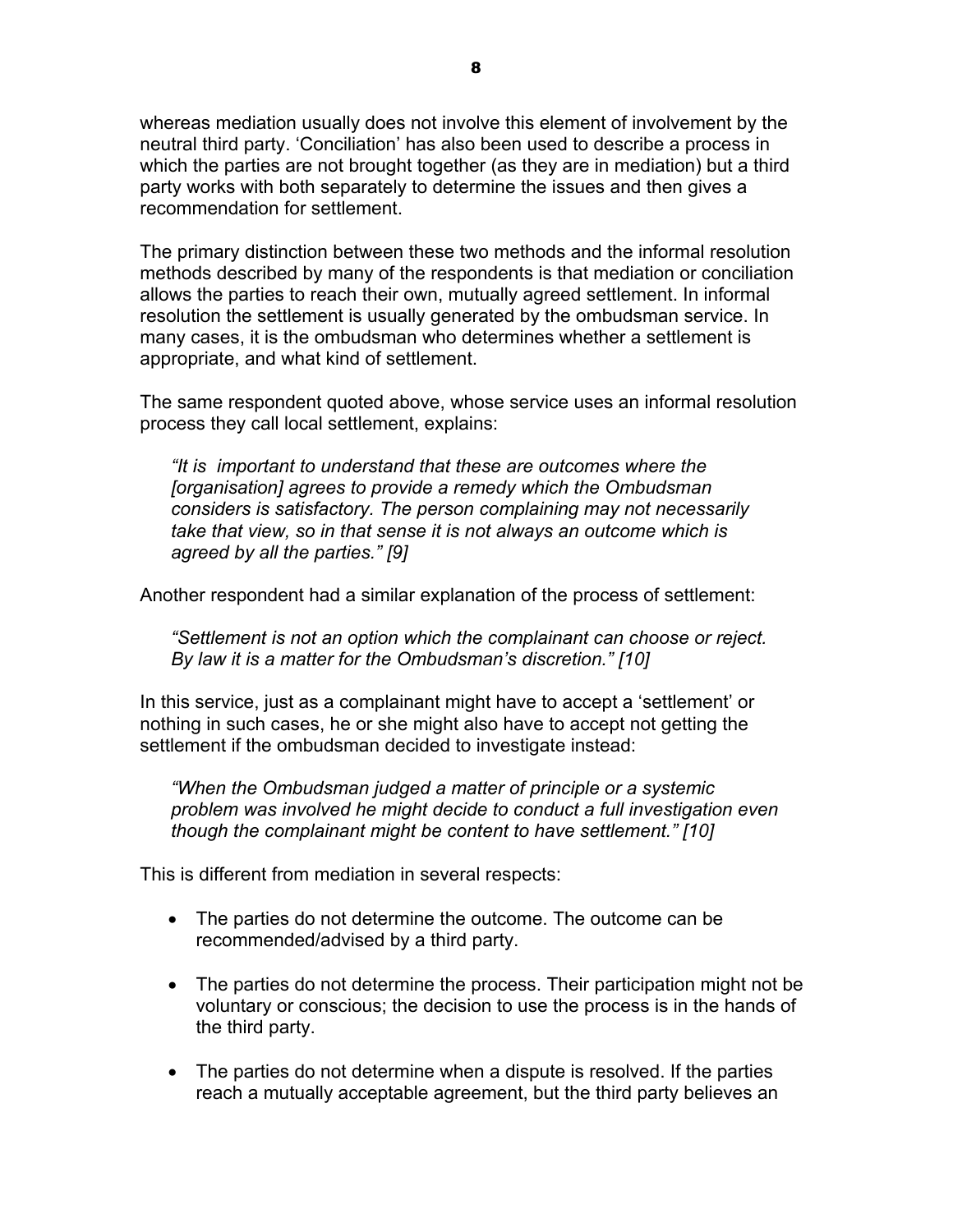whereas mediation usually does not involve this element of involvement by the neutral third party. 'Conciliation' has also been used to describe a process in which the parties are not brought together (as they are in mediation) but a third party works with both separately to determine the issues and then gives a recommendation for settlement.

The primary distinction between these two methods and the informal resolution methods described by many of the respondents is that mediation or conciliation allows the parties to reach their own, mutually agreed settlement. In informal resolution the settlement is usually generated by the ombudsman service. In many cases, it is the ombudsman who determines whether a settlement is appropriate, and what kind of settlement.

The same respondent quoted above, whose service uses an informal resolution process they call local settlement, explains:

> *"It is important to understand that these are outcomes where the [organisation] agrees to provide a remedy which the Ombudsman considers is satisfactory. The person complaining may not necessarily take that view, so in that sense it is not always an outcome which is agreed by all the parties." [9]*

Another respondent had a similar explanation of the process of settlement:

> *"Settlement is not an option which the complainant can choose or reject. By law it is a matter for the Ombudsman's discretion." [10]*

In this service, just as a complainant might have to accept a 'settlement' or nothing in such cases, he or she might also have to accept not getting the settlement if the ombudsman decided to investigate instead:

> *"When the Ombudsman judged a matter of principle or a systemic problem was involved he might decide to conduct a full investigation even though the complainant might be content to have settlement." [10]*

This is different from mediation in several respects:

- The parties do not determine the outcome. The outcome can be recommended/advised by a third party.
- The parties do not determine the process. Their participation might not be voluntary or conscious; the decision to use the process is in the hands of the third party.
- The parties do not determine when a dispute is resolved. If the parties reach a mutually acceptable agreement, but the third party believes an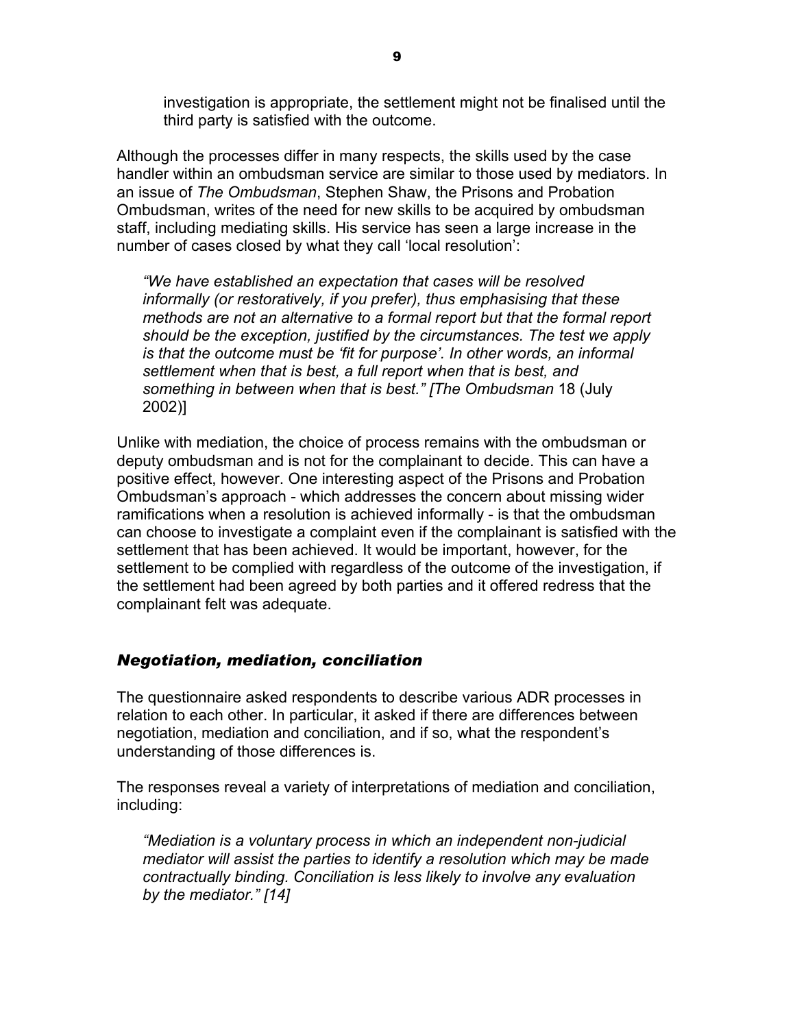investigation is appropriate, the settlement might not be finalised until the third party is satisfied with the outcome.

Although the processes differ in many respects, the skills used by the case handler within an ombudsman service are similar to those used by mediators. In an issue of *The Ombudsman*, Stephen Shaw, the Prisons and Probation Ombudsman, writes of the need for new skills to be acquired by ombudsman staff, including mediating skills. His service has seen a large increase in the number of cases closed by what they call 'local resolution':

> *"We have established an expectation that cases will be resolved informally (or restoratively, if you prefer), thus emphasising that these methods are not an alternative to a formal report but that the formal report should be the exception, justified by the circumstances. The test we apply is that the outcome must be 'fit for purpose'. In other words, an informal settlement when that is best, a full report when that is best, and something in between when that is best." [The Ombudsman* 18 (July 2002)]

Unlike with mediation, the choice of process remains with the ombudsman or deputy ombudsman and is not for the complainant to decide. This can have a positive effect, however. One interesting aspect of the Prisons and Probation Ombudsman's approach - which addresses the concern about missing wider ramifications when a resolution is achieved informally - is that the ombudsman can choose to investigate a complaint even if the complainant is satisfied with the settlement that has been achieved. It would be important, however, for the settlement to be complied with regardless of the outcome of the investigation, if the settlement had been agreed by both parties and it offered redress that the complainant felt was adequate.

### *Negotiation, mediation, conciliation*

The questionnaire asked respondents to describe various ADR processes in relation to each other. In particular, it asked if there are differences between negotiation, mediation and conciliation, and if so, what the respondent's understanding of those differences is.

The responses reveal a variety of interpretations of mediation and conciliation, including:

> *"Mediation is a voluntary process in which an independent non-judicial mediator will assist the parties to identify a resolution which may be made contractually binding. Conciliation is less likely to involve any evaluation by the mediator." [14]*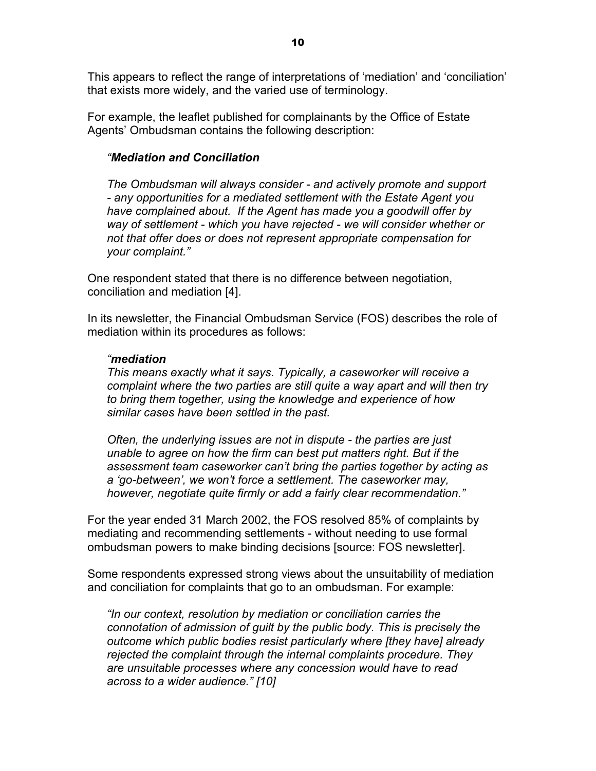This appears to reflect the range of interpretations of 'mediation' and 'conciliation' that exists more widely, and the varied use of terminology.

For example, the leaflet published for complainants by the Office of Estate Agents' Ombudsman contains the following description:

> *"**Mediation and Conciliation***
>
> *The Ombudsman will always consider - and actively promote and support - any opportunities for a mediated settlement with the Estate Agent you have complained about. If the Agent has made you a goodwill offer by way of settlement - which you have rejected - we will consider whether or not that offer does or does not represent appropriate compensation for your complaint."*

One respondent stated that there is no difference between negotiation, conciliation and mediation [4].

In its newsletter, the Financial Ombudsman Service (FOS) describes the role of mediation within its procedures as follows:

> *"**mediation***
> *This means exactly what it says. Typically, a caseworker will receive a complaint where the two parties are still quite a way apart and will then try to bring them together, using the knowledge and experience of how similar cases have been settled in the past.*
>
> *Often, the underlying issues are not in dispute - the parties are just unable to agree on how the firm can best put matters right. But if the assessment team caseworker can't bring the parties together by acting as a 'go-between', we won't force a settlement. The caseworker may, however, negotiate quite firmly or add a fairly clear recommendation."*

For the year ended 31 March 2002, the FOS resolved 85% of complaints by mediating and recommending settlements - without needing to use formal ombudsman powers to make binding decisions [source: FOS newsletter].

Some respondents expressed strong views about the unsuitability of mediation and conciliation for complaints that go to an ombudsman. For example:

> *"In our context, resolution by mediation or conciliation carries the connotation of admission of guilt by the public body. This is precisely the outcome which public bodies resist particularly where [they have] already rejected the complaint through the internal complaints procedure. They are unsuitable processes where any concession would have to read across to a wider audience." [10]*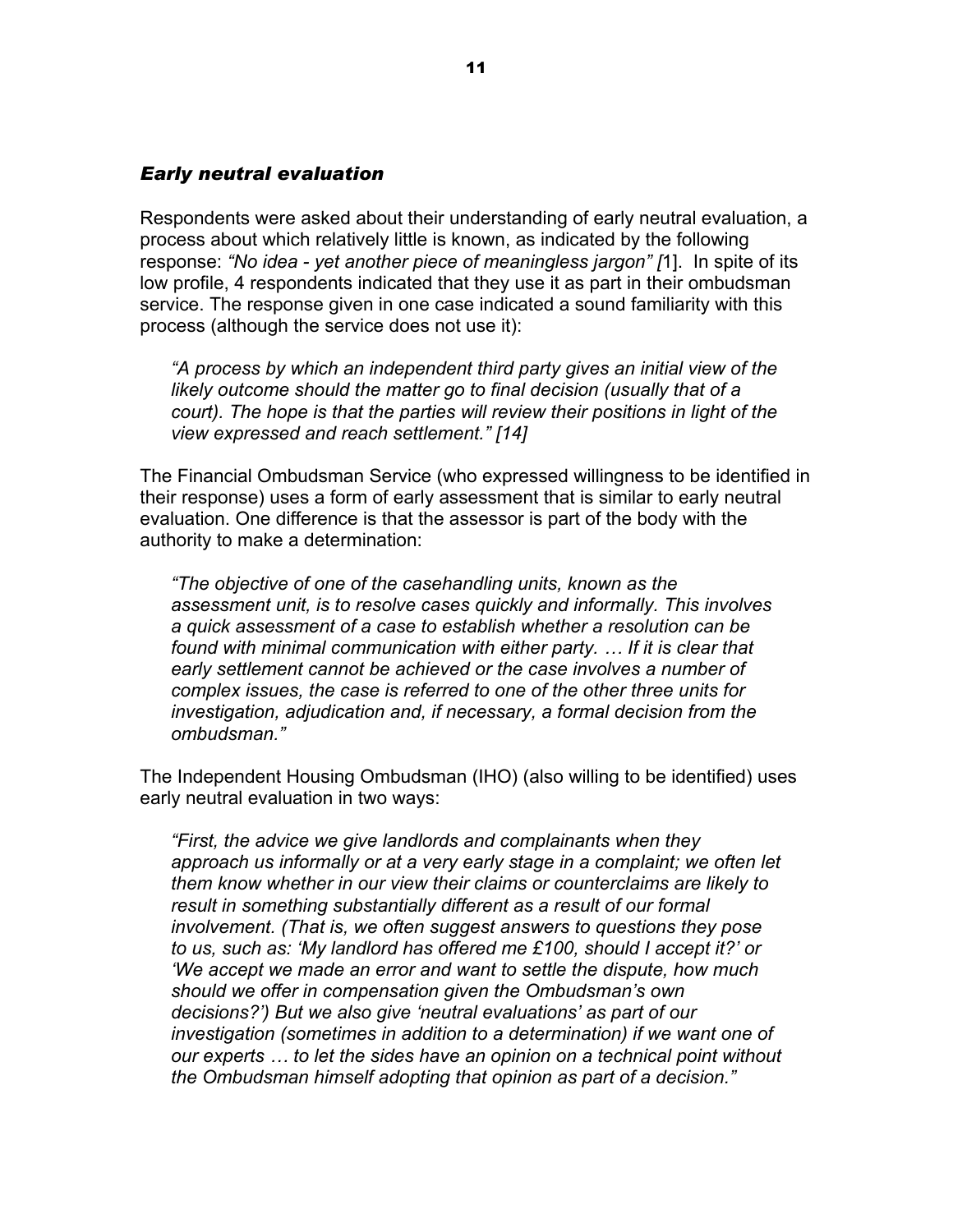### *Early neutral evaluation*

Respondents were asked about their understanding of early neutral evaluation, a process about which relatively little is known, as indicated by the following response: *"No idea - yet another piece of meaningless jargon" [*1]. In spite of its low profile, 4 respondents indicated that they use it as part in their ombudsman service. The response given in one case indicated a sound familiarity with this process (although the service does not use it):

> *"A process by which an independent third party gives an initial view of the likely outcome should the matter go to final decision (usually that of a court). The hope is that the parties will review their positions in light of the view expressed and reach settlement." [14]*

The Financial Ombudsman Service (who expressed willingness to be identified in their response) uses a form of early assessment that is similar to early neutral evaluation. One difference is that the assessor is part of the body with the authority to make a determination:

> *"The objective of one of the casehandling units, known as the assessment unit, is to resolve cases quickly and informally. This involves a quick assessment of a case to establish whether a resolution can be found with minimal communication with either party. … If it is clear that early settlement cannot be achieved or the case involves a number of complex issues, the case is referred to one of the other three units for investigation, adjudication and, if necessary, a formal decision from the ombudsman."*

The Independent Housing Ombudsman (IHO) (also willing to be identified) uses early neutral evaluation in two ways:

> *"First, the advice we give landlords and complainants when they approach us informally or at a very early stage in a complaint; we often let them know whether in our view their claims or counterclaims are likely to result in something substantially different as a result of our formal involvement. (That is, we often suggest answers to questions they pose to us, such as: 'My landlord has offered me £100, should I accept it?' or 'We accept we made an error and want to settle the dispute, how much should we offer in compensation given the Ombudsman's own decisions?') But we also give 'neutral evaluations' as part of our investigation (sometimes in addition to a determination) if we want one of our experts … to let the sides have an opinion on a technical point without the Ombudsman himself adopting that opinion as part of a decision."*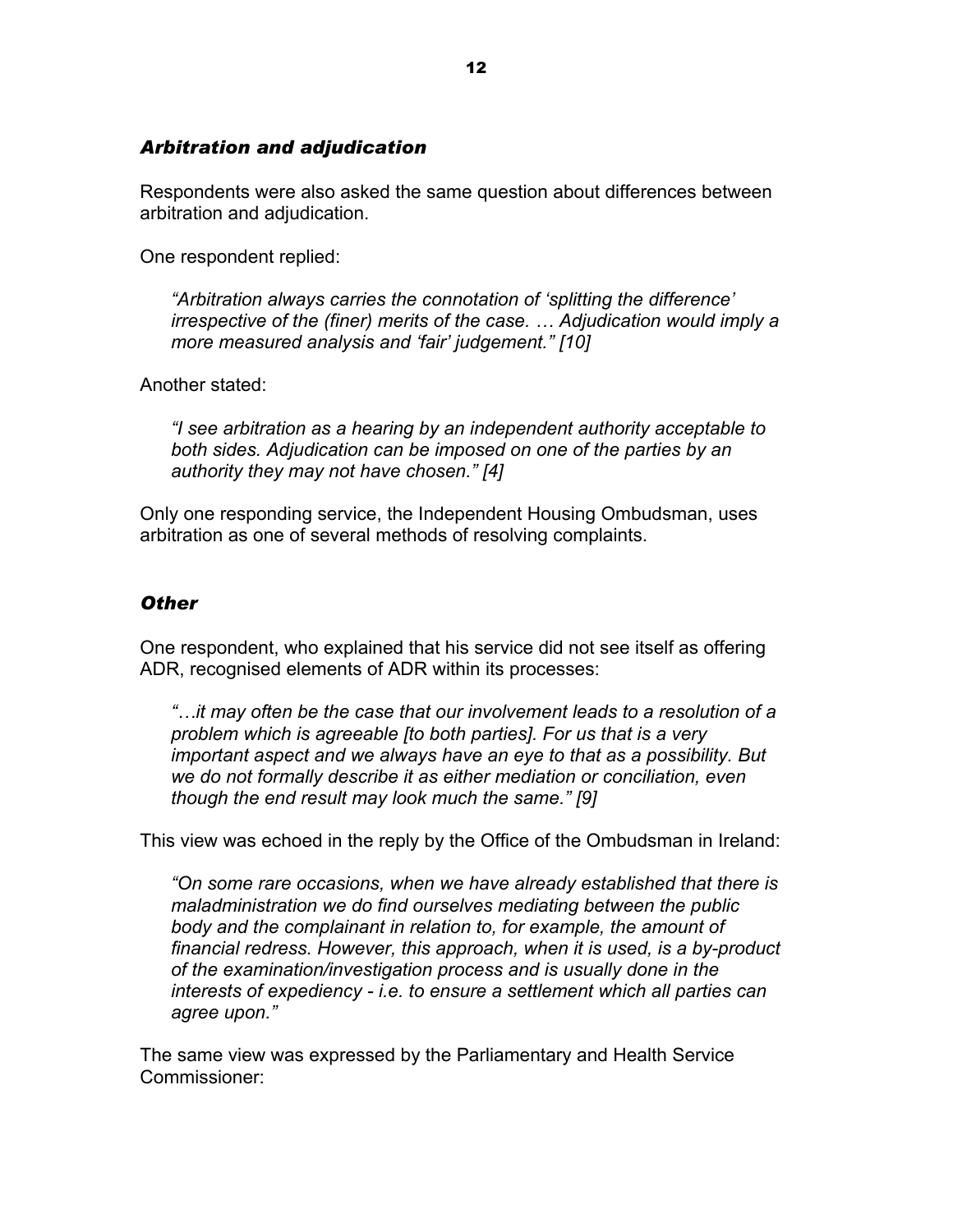### *Arbitration and adjudication*

Respondents were also asked the same question about differences between arbitration and adjudication.

One respondent replied:

> *"Arbitration always carries the connotation of 'splitting the difference' irrespective of the (finer) merits of the case. … Adjudication would imply a more measured analysis and 'fair' judgement." [10]*

Another stated:

> *"I see arbitration as a hearing by an independent authority acceptable to both sides. Adjudication can be imposed on one of the parties by an authority they may not have chosen." [4]*

Only one responding service, the Independent Housing Ombudsman, uses arbitration as one of several methods of resolving complaints.

### *Other*

One respondent, who explained that his service did not see itself as offering ADR, recognised elements of ADR within its processes:

> *"…it may often be the case that our involvement leads to a resolution of a problem which is agreeable [to both parties]. For us that is a very important aspect and we always have an eye to that as a possibility. But we do not formally describe it as either mediation or conciliation, even though the end result may look much the same." [9]*

This view was echoed in the reply by the Office of the Ombudsman in Ireland:

> *"On some rare occasions, when we have already established that there is maladministration we do find ourselves mediating between the public body and the complainant in relation to, for example, the amount of financial redress. However, this approach, when it is used, is a by-product of the examination/investigation process and is usually done in the interests of expediency - i.e. to ensure a settlement which all parties can agree upon."*

The same view was expressed by the Parliamentary and Health Service Commissioner: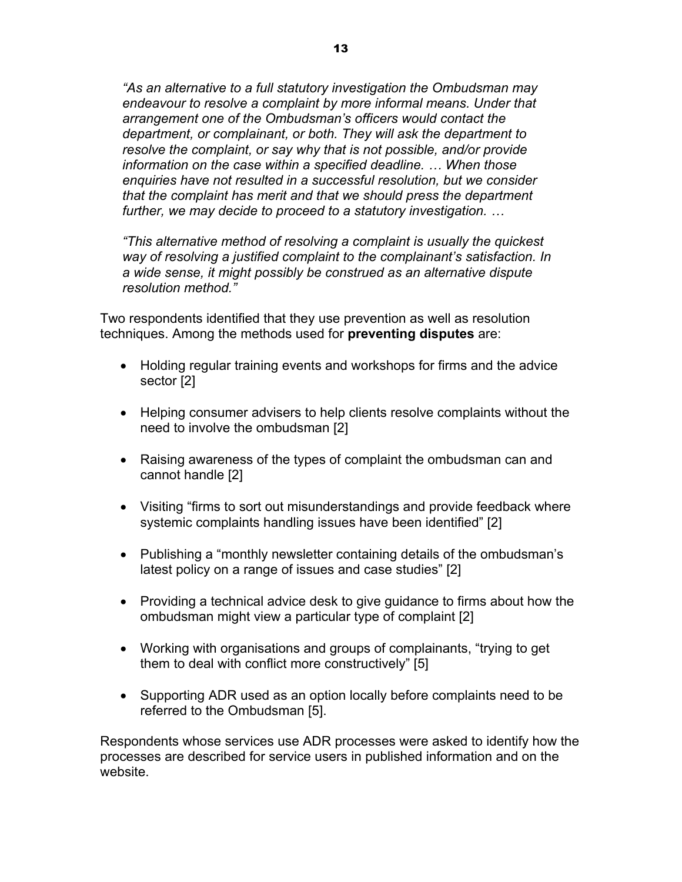*"As an alternative to a full statutory investigation the Ombudsman may endeavour to resolve a complaint by more informal means. Under that arrangement one of the Ombudsman's officers would contact the department, or complainant, or both. They will ask the department to resolve the complaint, or say why that is not possible, and/or provide information on the case within a specified deadline. … When those enquiries have not resulted in a successful resolution, but we consider that the complaint has merit and that we should press the department further, we may decide to proceed to a statutory investigation. …*

*"This alternative method of resolving a complaint is usually the quickest way of resolving a justified complaint to the complainant's satisfaction. In a wide sense, it might possibly be construed as an alternative dispute resolution method."*

Two respondents identified that they use prevention as well as resolution techniques. Among the methods used for **preventing disputes** are:

- Holding regular training events and workshops for firms and the advice sector [2]
- Helping consumer advisers to help clients resolve complaints without the need to involve the ombudsman [2]
- Raising awareness of the types of complaint the ombudsman can and cannot handle [2]
- Visiting "firms to sort out misunderstandings and provide feedback where systemic complaints handling issues have been identified" [2]
- Publishing a "monthly newsletter containing details of the ombudsman's latest policy on a range of issues and case studies" [2]
- Providing a technical advice desk to give guidance to firms about how the ombudsman might view a particular type of complaint [2]
- Working with organisations and groups of complainants, "trying to get them to deal with conflict more constructively" [5]
- Supporting ADR used as an option locally before complaints need to be referred to the Ombudsman [5].

Respondents whose services use ADR processes were asked to identify how the processes are described for service users in published information and on the website.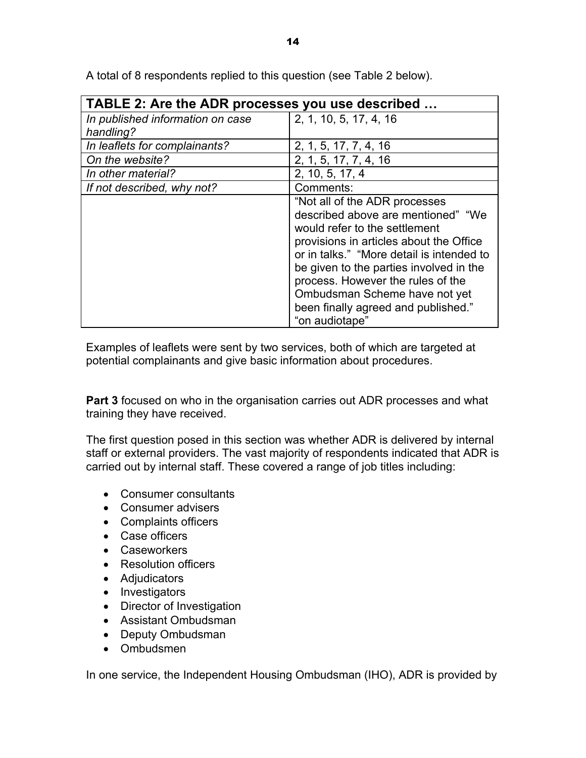A total of 8 respondents replied to this question (see Table 2 below).

| TABLE 2: Are the ADR processes you use described … | |
|---|---|
| *In published information on case handling?* | 2, 1, 10, 5, 17, 4, 16 |
| *In leaflets for complainants?* | 2, 1, 5, 17, 7, 4, 16 |
| *On the website?* | 2, 1, 5, 17, 7, 4, 16 |
| *In other material?* | 2, 10, 5, 17, 4 |
| *If not described, why not?* | Comments: |
| | "Not all of the ADR processes described above are mentioned" "We would refer to the settlement provisions in articles about the Office or in talks." "More detail is intended to be given to the parties involved in the process. However the rules of the Ombudsman Scheme have not yet been finally agreed and published." "on audiotape" |

Examples of leaflets were sent by two services, both of which are targeted at potential complainants and give basic information about procedures.

**Part 3** focused on who in the organisation carries out ADR processes and what training they have received.

The first question posed in this section was whether ADR is delivered by internal staff or external providers. The vast majority of respondents indicated that ADR is carried out by internal staff. These covered a range of job titles including:

- Consumer consultants
- Consumer advisers
- Complaints officers
- Case officers
- Caseworkers
- Resolution officers
- Adjudicators
- Investigators
- Director of Investigation
- Assistant Ombudsman
- Deputy Ombudsman
- Ombudsmen

In one service, the Independent Housing Ombudsman (IHO), ADR is provided by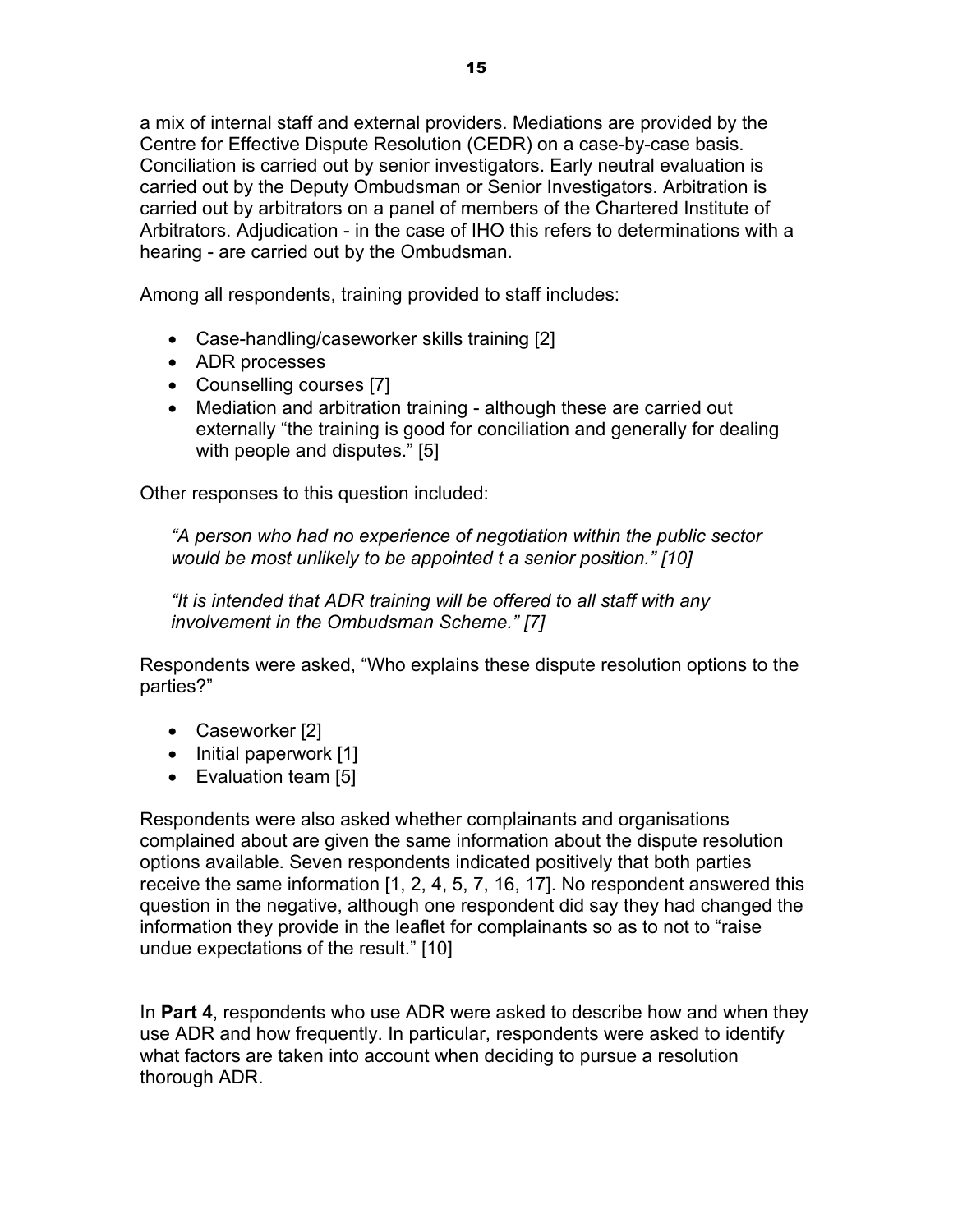a mix of internal staff and external providers. Mediations are provided by the Centre for Effective Dispute Resolution (CEDR) on a case-by-case basis. Conciliation is carried out by senior investigators. Early neutral evaluation is carried out by the Deputy Ombudsman or Senior Investigators. Arbitration is carried out by arbitrators on a panel of members of the Chartered Institute of Arbitrators. Adjudication - in the case of IHO this refers to determinations with a hearing - are carried out by the Ombudsman.

Among all respondents, training provided to staff includes:

- Case-handling/caseworker skills training [2]
- ADR processes
- Counselling courses [7]
- Mediation and arbitration training - although these are carried out externally "the training is good for conciliation and generally for dealing with people and disputes." [5]

Other responses to this question included:

> *"A person who had no experience of negotiation within the public sector would be most unlikely to be appointed t a senior position." [10]*
>
> *"It is intended that ADR training will be offered to all staff with any involvement in the Ombudsman Scheme." [7]*

Respondents were asked, "Who explains these dispute resolution options to the parties?"

- Caseworker [2]
- Initial paperwork [1]
- Evaluation team [5]

Respondents were also asked whether complainants and organisations complained about are given the same information about the dispute resolution options available. Seven respondents indicated positively that both parties receive the same information [1, 2, 4, 5, 7, 16, 17]. No respondent answered this question in the negative, although one respondent did say they had changed the information they provide in the leaflet for complainants so as to not to "raise undue expectations of the result." [10]

In **Part 4**, respondents who use ADR were asked to describe how and when they use ADR and how frequently. In particular, respondents were asked to identify what factors are taken into account when deciding to pursue a resolution thorough ADR.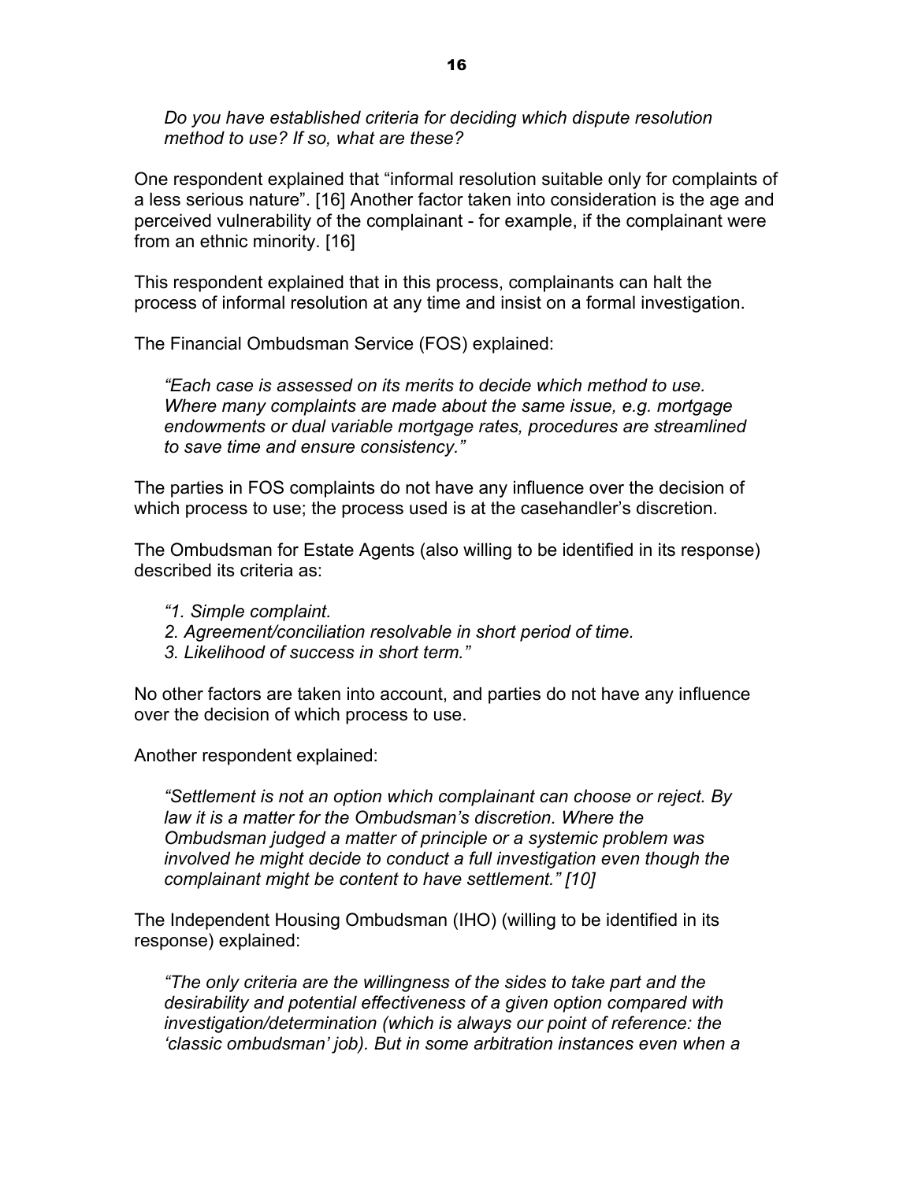*Do you have established criteria for deciding which dispute resolution method to use? If so, what are these?*

One respondent explained that "informal resolution suitable only for complaints of a less serious nature". [16] Another factor taken into consideration is the age and perceived vulnerability of the complainant - for example, if the complainant were from an ethnic minority. [16]

This respondent explained that in this process, complainants can halt the process of informal resolution at any time and insist on a formal investigation.

The Financial Ombudsman Service (FOS) explained:

> *"Each case is assessed on its merits to decide which method to use. Where many complaints are made about the same issue, e.g. mortgage endowments or dual variable mortgage rates, procedures are streamlined to save time and ensure consistency."*

The parties in FOS complaints do not have any influence over the decision of which process to use; the process used is at the casehandler's discretion.

The Ombudsman for Estate Agents (also willing to be identified in its response) described its criteria as:

> *"1. Simple complaint.*
> *2. Agreement/conciliation resolvable in short period of time.*
> *3. Likelihood of success in short term."*

No other factors are taken into account, and parties do not have any influence over the decision of which process to use.

Another respondent explained:

> *"Settlement is not an option which complainant can choose or reject. By law it is a matter for the Ombudsman's discretion. Where the Ombudsman judged a matter of principle or a systemic problem was involved he might decide to conduct a full investigation even though the complainant might be content to have settlement." [10]*

The Independent Housing Ombudsman (IHO) (willing to be identified in its response) explained:

> *"The only criteria are the willingness of the sides to take part and the desirability and potential effectiveness of a given option compared with investigation/determination (which is always our point of reference: the 'classic ombudsman' job). But in some arbitration instances even when a*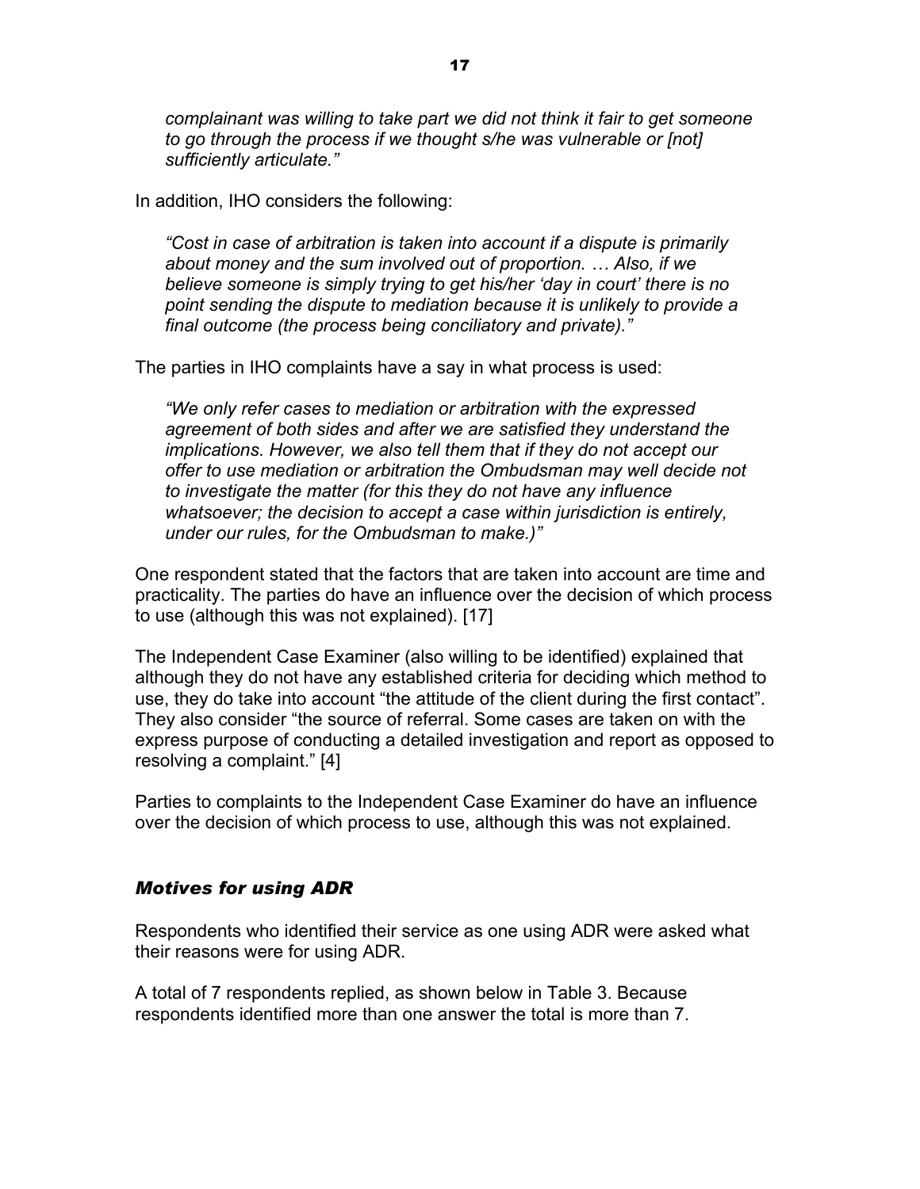*complainant was willing to take part we did not think it fair to get someone to go through the process if we thought s/he was vulnerable or [not] sufficiently articulate."*

In addition, IHO considers the following:

*"Cost in case of arbitration is taken into account if a dispute is primarily about money and the sum involved out of proportion. … Also, if we believe someone is simply trying to get his/her 'day in court' there is no point sending the dispute to mediation because it is unlikely to provide a final outcome (the process being conciliatory and private)."*

The parties in IHO complaints have a say in what process is used:

*"We only refer cases to mediation or arbitration with the expressed agreement of both sides and after we are satisfied they understand the implications. However, we also tell them that if they do not accept our offer to use mediation or arbitration the Ombudsman may well decide not to investigate the matter (for this they do not have any influence whatsoever; the decision to accept a case within jurisdiction is entirely, under our rules, for the Ombudsman to make.)"*

One respondent stated that the factors that are taken into account are time and practicality. The parties do have an influence over the decision of which process to use (although this was not explained). [17]

The Independent Case Examiner (also willing to be identified) explained that although they do not have any established criteria for deciding which method to use, they do take into account "the attitude of the client during the first contact". They also consider "the source of referral. Some cases are taken on with the express purpose of conducting a detailed investigation and report as opposed to resolving a complaint." [4]

Parties to complaints to the Independent Case Examiner do have an influence over the decision of which process to use, although this was not explained.

### *Motives for using ADR*

Respondents who identified their service as one using ADR were asked what their reasons were for using ADR.

A total of 7 respondents replied, as shown below in Table 3. Because respondents identified more than one answer the total is more than 7.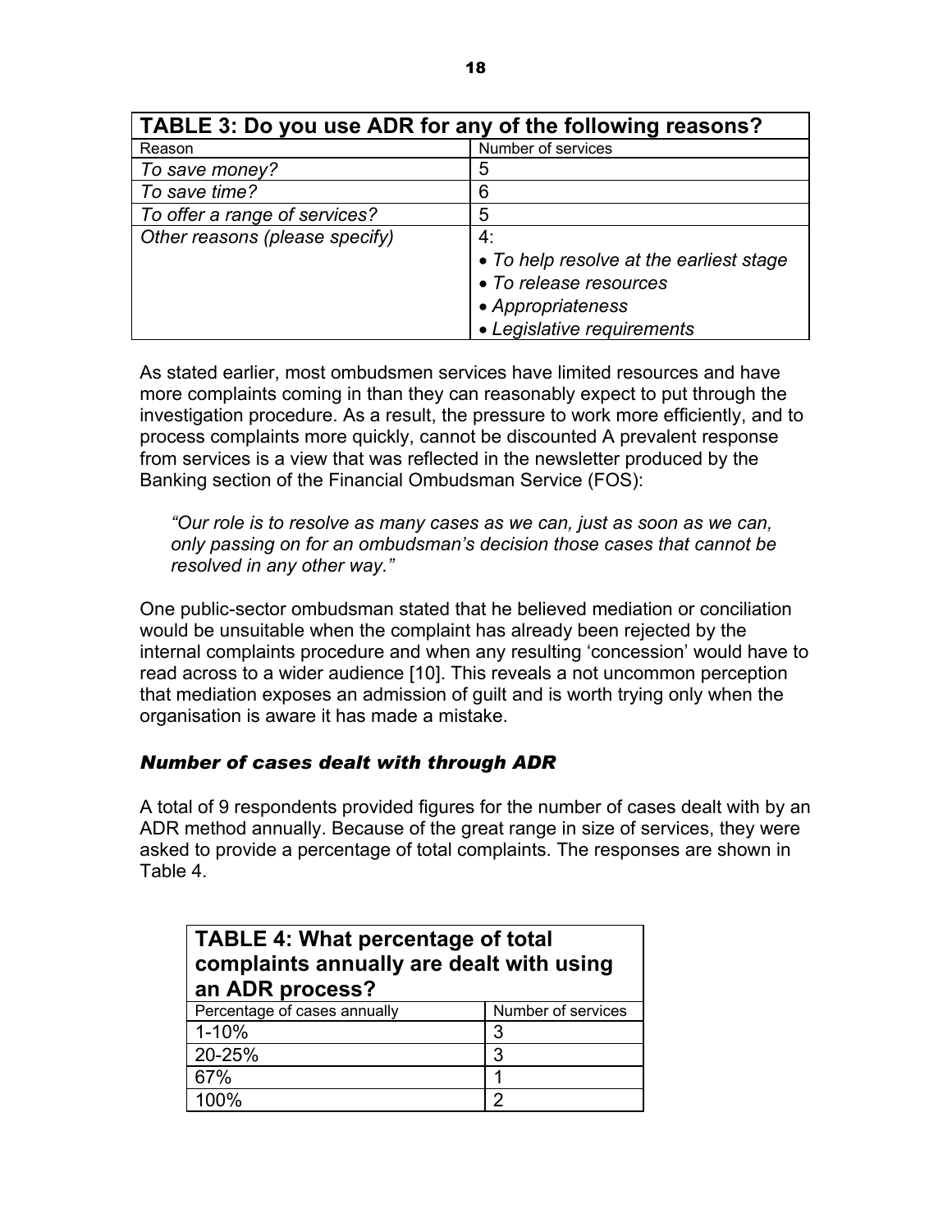| **TABLE 3: Do you use ADR for any of the following reasons?** | |
|---|---|
| Reason | Number of services |
| *To save money?* | 5 |
| *To save time?* | 6 |
| *To offer a range of services?* | 5 |
| *Other reasons (please specify)* | 4: <br>• *To help resolve at the earliest stage* <br>• *To release resources* <br>• *Appropriateness* <br>• *Legislative requirements* |

As stated earlier, most ombudsmen services have limited resources and have more complaints coming in than they can reasonably expect to put through the investigation procedure. As a result, the pressure to work more efficiently, and to process complaints more quickly, cannot be discounted A prevalent response from services is a view that was reflected in the newsletter produced by the Banking section of the Financial Ombudsman Service (FOS):

> *"Our role is to resolve as many cases as we can, just as soon as we can, only passing on for an ombudsman's decision those cases that cannot be resolved in any other way."*

One public-sector ombudsman stated that he believed mediation or conciliation would be unsuitable when the complaint has already been rejected by the internal complaints procedure and when any resulting 'concession' would have to read across to a wider audience [10]. This reveals a not uncommon perception that mediation exposes an admission of guilt and is worth trying only when the organisation is aware it has made a mistake.

### *Number of cases dealt with through ADR*

A total of 9 respondents provided figures for the number of cases dealt with by an ADR method annually. Because of the great range in size of services, they were asked to provide a percentage of total complaints. The responses are shown in Table 4.

| **TABLE 4: What percentage of total complaints annually are dealt with using an ADR process?** | |
|---|---|
| Percentage of cases annually | Number of services |
| 1-10% | 3 |
| 20-25% | 3 |
| 67% | 1 |
| 100% | 2 |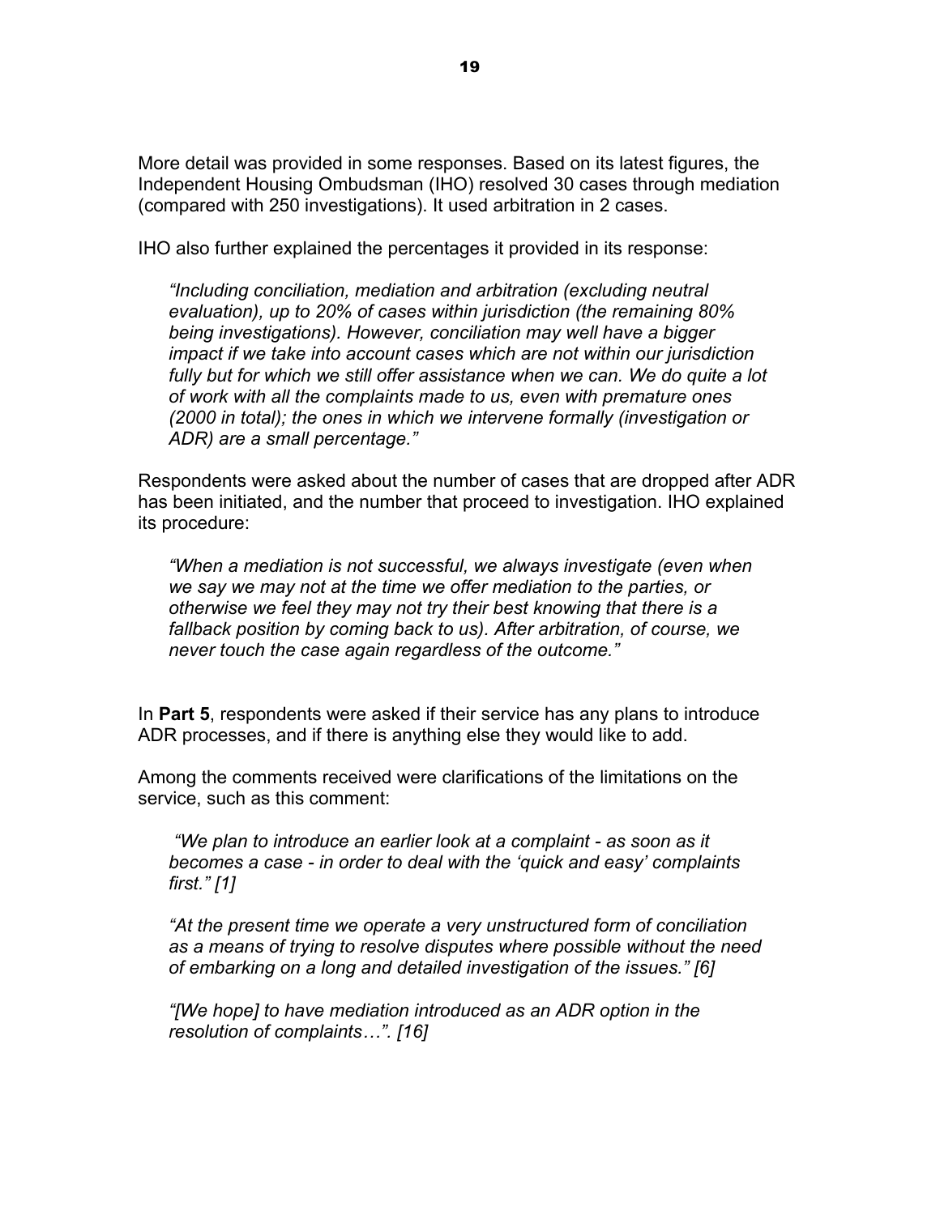More detail was provided in some responses. Based on its latest figures, the Independent Housing Ombudsman (IHO) resolved 30 cases through mediation (compared with 250 investigations). It used arbitration in 2 cases.

IHO also further explained the percentages it provided in its response:

> *"Including conciliation, mediation and arbitration (excluding neutral evaluation), up to 20% of cases within jurisdiction (the remaining 80% being investigations). However, conciliation may well have a bigger impact if we take into account cases which are not within our jurisdiction fully but for which we still offer assistance when we can. We do quite a lot of work with all the complaints made to us, even with premature ones (2000 in total); the ones in which we intervene formally (investigation or ADR) are a small percentage."*

Respondents were asked about the number of cases that are dropped after ADR has been initiated, and the number that proceed to investigation. IHO explained its procedure:

> *"When a mediation is not successful, we always investigate (even when we say we may not at the time we offer mediation to the parties, or otherwise we feel they may not try their best knowing that there is a fallback position by coming back to us). After arbitration, of course, we never touch the case again regardless of the outcome."*

In **Part 5**, respondents were asked if their service has any plans to introduce ADR processes, and if there is anything else they would like to add.

Among the comments received were clarifications of the limitations on the service, such as this comment:

> *"We plan to introduce an earlier look at a complaint - as soon as it becomes a case - in order to deal with the 'quick and easy' complaints first." [1]*
>
> *"At the present time we operate a very unstructured form of conciliation as a means of trying to resolve disputes where possible without the need of embarking on a long and detailed investigation of the issues." [6]*
>
> *"[We hope] to have mediation introduced as an ADR option in the resolution of complaints…". [16]*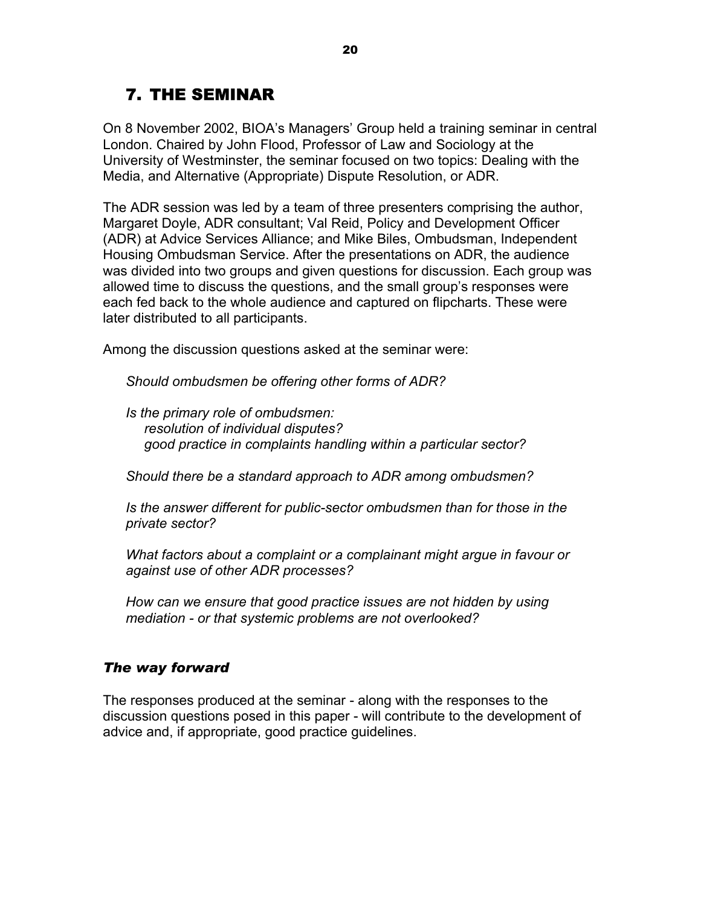## 7. THE SEMINAR

On 8 November 2002, BIOA's Managers' Group held a training seminar in central London. Chaired by John Flood, Professor of Law and Sociology at the University of Westminster, the seminar focused on two topics: Dealing with the Media, and Alternative (Appropriate) Dispute Resolution, or ADR.

The ADR session was led by a team of three presenters comprising the author, Margaret Doyle, ADR consultant; Val Reid, Policy and Development Officer (ADR) at Advice Services Alliance; and Mike Biles, Ombudsman, Independent Housing Ombudsman Service. After the presentations on ADR, the audience was divided into two groups and given questions for discussion. Each group was allowed time to discuss the questions, and the small group's responses were each fed back to the whole audience and captured on flipcharts. These were later distributed to all participants.

Among the discussion questions asked at the seminar were:

> *Should ombudsmen be offering other forms of ADR?*
>
> *Is the primary role of ombudsmen:*
> *resolution of individual disputes?*
> *good practice in complaints handling within a particular sector?*
>
> *Should there be a standard approach to ADR among ombudsmen?*
>
> *Is the answer different for public-sector ombudsmen than for those in the private sector?*
>
> *What factors about a complaint or a complainant might argue in favour or against use of other ADR processes?*
>
> *How can we ensure that good practice issues are not hidden by using mediation - or that systemic problems are not overlooked?*

### *The way forward*

The responses produced at the seminar - along with the responses to the discussion questions posed in this paper - will contribute to the development of advice and, if appropriate, good practice guidelines.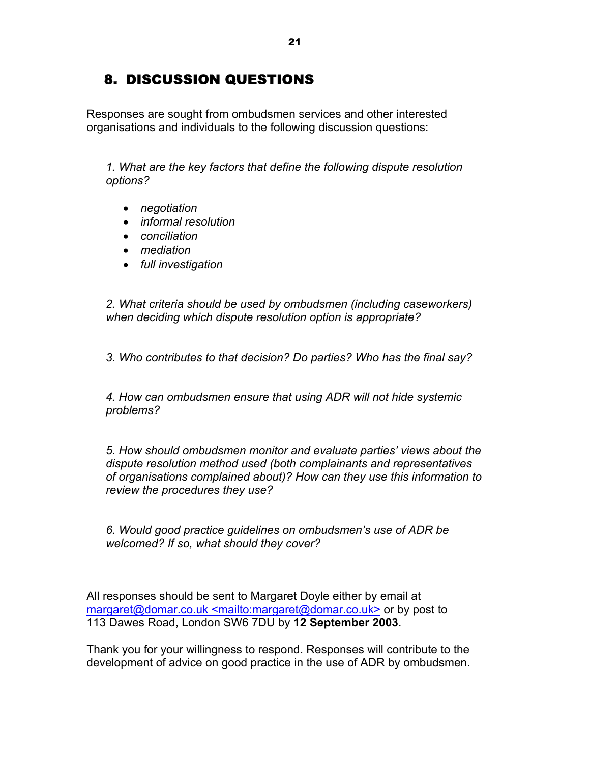## 8. DISCUSSION QUESTIONS

Responses are sought from ombudsmen services and other interested organisations and individuals to the following discussion questions:

*1. What are the key factors that define the following dispute resolution options?*

- *negotiation*
- *informal resolution*
- *conciliation*
- *mediation*
- *full investigation*

*2. What criteria should be used by ombudsmen (including caseworkers) when deciding which dispute resolution option is appropriate?*

*3. Who contributes to that decision? Do parties? Who has the final say?*

*4. How can ombudsmen ensure that using ADR will not hide systemic problems?*

*5. How should ombudsmen monitor and evaluate parties' views about the dispute resolution method used (both complainants and representatives of organisations complained about)? How can they use this information to review the procedures they use?*

*6. Would good practice guidelines on ombudsmen's use of ADR be welcomed? If so, what should they cover?*

All responses should be sent to Margaret Doyle either by email at margaret@domar.co.uk <mailto:margaret@domar.co.uk> or by post to 113 Dawes Road, London SW6 7DU by **12 September 2003**.

Thank you for your willingness to respond. Responses will contribute to the development of advice on good practice in the use of ADR by ombudsmen.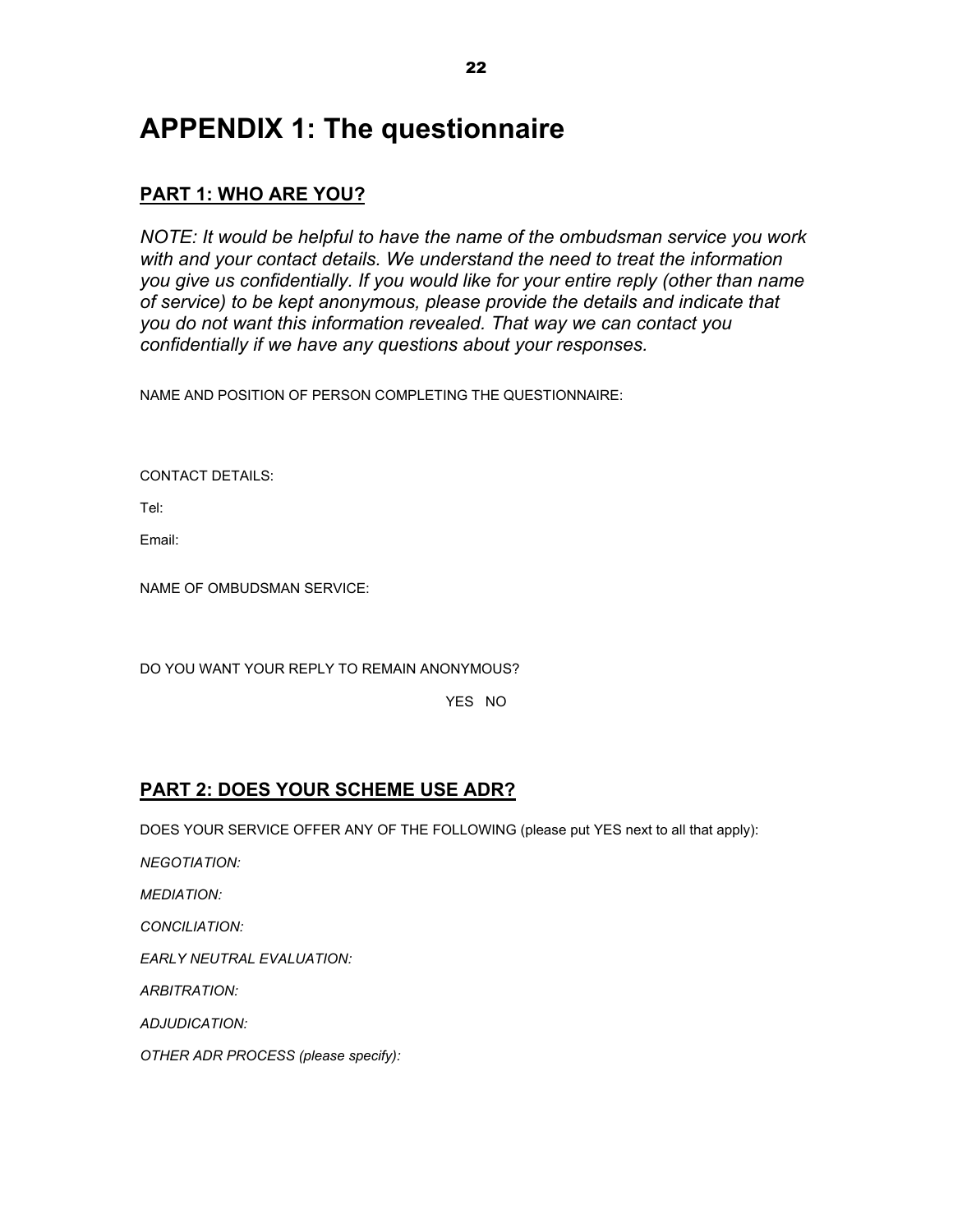# APPENDIX 1: The questionnaire

## PART 1: WHO ARE YOU?

*NOTE: It would be helpful to have the name of the ombudsman service you work with and your contact details. We understand the need to treat the information you give us confidentially. If you would like for your entire reply (other than name of service) to be kept anonymous, please provide the details and indicate that you do not want this information revealed. That way we can contact you confidentially if we have any questions about your responses.*

NAME AND POSITION OF PERSON COMPLETING THE QUESTIONNAIRE:

CONTACT DETAILS:

Tel:

Email:

NAME OF OMBUDSMAN SERVICE:

DO YOU WANT YOUR REPLY TO REMAIN ANONYMOUS?

YES NO

## PART 2: DOES YOUR SCHEME USE ADR?

DOES YOUR SERVICE OFFER ANY OF THE FOLLOWING (please put YES next to all that apply):

*NEGOTIATION:*

*MEDIATION:*

*CONCILIATION:*

*EARLY NEUTRAL EVALUATION:*

*ARBITRATION:*

*ADJUDICATION:*

*OTHER ADR PROCESS (please specify):*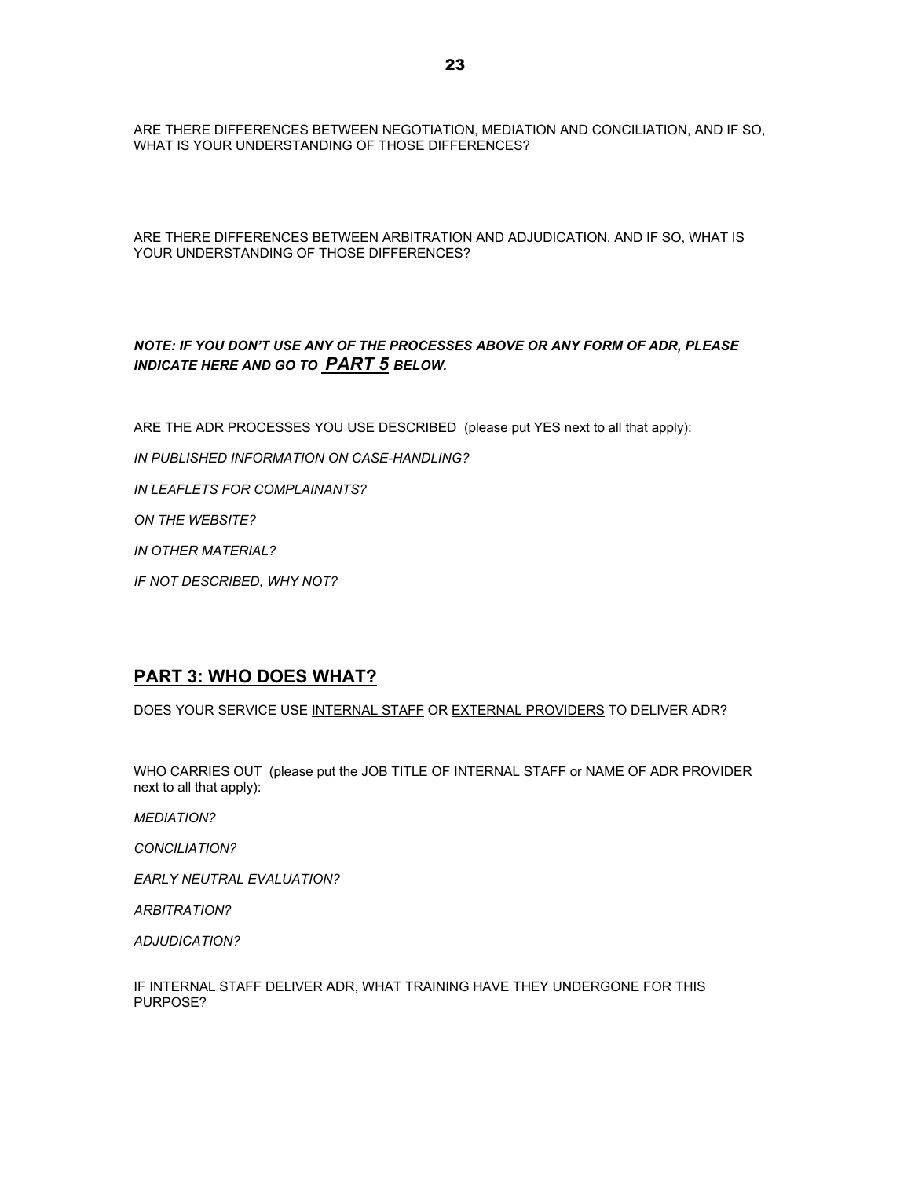ARE THERE DIFFERENCES BETWEEN NEGOTIATION, MEDIATION AND CONCILIATION, AND IF SO, WHAT IS YOUR UNDERSTANDING OF THOSE DIFFERENCES?

ARE THERE DIFFERENCES BETWEEN ARBITRATION AND ADJUDICATION, AND IF SO, WHAT IS YOUR UNDERSTANDING OF THOSE DIFFERENCES?

***NOTE: IF YOU DON'T USE ANY OF THE PROCESSES ABOVE OR ANY FORM OF ADR, PLEASE INDICATE HERE AND GO TO <u>PART 5</u> BELOW.***

ARE THE ADR PROCESSES YOU USE DESCRIBED (please put YES next to all that apply):

*IN PUBLISHED INFORMATION ON CASE-HANDLING?*

*IN LEAFLETS FOR COMPLAINANTS?*

*ON THE WEBSITE?*

*IN OTHER MATERIAL?*

*IF NOT DESCRIBED, WHY NOT?*

## PART 3: WHO DOES WHAT?

DOES YOUR SERVICE USE <u>INTERNAL STAFF</u> OR <u>EXTERNAL PROVIDERS</u> TO DELIVER ADR?

WHO CARRIES OUT (please put the JOB TITLE OF INTERNAL STAFF or NAME OF ADR PROVIDER next to all that apply):

*MEDIATION?*

*CONCILIATION?*

*EARLY NEUTRAL EVALUATION?*

*ARBITRATION?*

*ADJUDICATION?*

IF INTERNAL STAFF DELIVER ADR, WHAT TRAINING HAVE THEY UNDERGONE FOR THIS PURPOSE?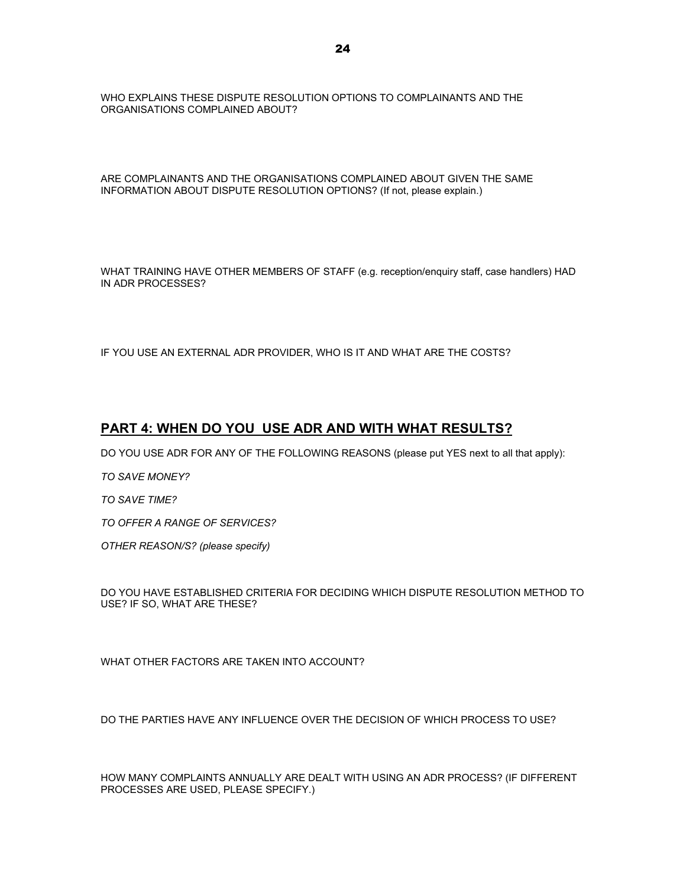WHO EXPLAINS THESE DISPUTE RESOLUTION OPTIONS TO COMPLAINANTS AND THE ORGANISATIONS COMPLAINED ABOUT?

ARE COMPLAINANTS AND THE ORGANISATIONS COMPLAINED ABOUT GIVEN THE SAME INFORMATION ABOUT DISPUTE RESOLUTION OPTIONS? (If not, please explain.)

WHAT TRAINING HAVE OTHER MEMBERS OF STAFF (e.g. reception/enquiry staff, case handlers) HAD IN ADR PROCESSES?

IF YOU USE AN EXTERNAL ADR PROVIDER, WHO IS IT AND WHAT ARE THE COSTS?

## PART 4: WHEN DO YOU USE ADR AND WITH WHAT RESULTS?

DO YOU USE ADR FOR ANY OF THE FOLLOWING REASONS (please put YES next to all that apply):

*TO SAVE MONEY?*

*TO SAVE TIME?*

*TO OFFER A RANGE OF SERVICES?*

*OTHER REASON/S? (please specify)*

DO YOU HAVE ESTABLISHED CRITERIA FOR DECIDING WHICH DISPUTE RESOLUTION METHOD TO USE? IF SO, WHAT ARE THESE?

WHAT OTHER FACTORS ARE TAKEN INTO ACCOUNT?

DO THE PARTIES HAVE ANY INFLUENCE OVER THE DECISION OF WHICH PROCESS TO USE?

HOW MANY COMPLAINTS ANNUALLY ARE DEALT WITH USING AN ADR PROCESS? (IF DIFFERENT PROCESSES ARE USED, PLEASE SPECIFY.)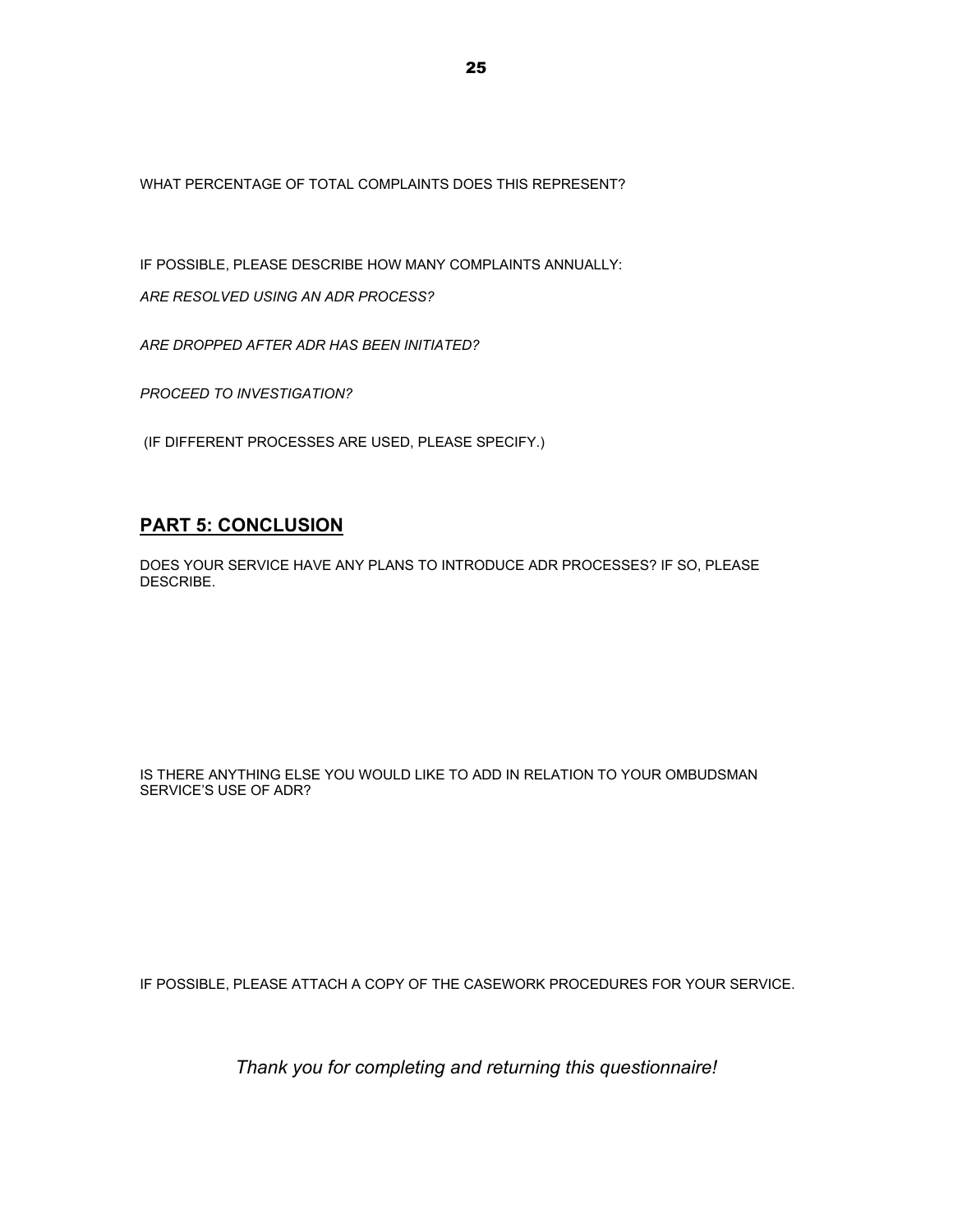WHAT PERCENTAGE OF TOTAL COMPLAINTS DOES THIS REPRESENT?

IF POSSIBLE, PLEASE DESCRIBE HOW MANY COMPLAINTS ANNUALLY:

*ARE RESOLVED USING AN ADR PROCESS?*

*ARE DROPPED AFTER ADR HAS BEEN INITIATED?*

*PROCEED TO INVESTIGATION?*

(IF DIFFERENT PROCESSES ARE USED, PLEASE SPECIFY.)

## PART 5: CONCLUSION

DOES YOUR SERVICE HAVE ANY PLANS TO INTRODUCE ADR PROCESSES? IF SO, PLEASE DESCRIBE.

IS THERE ANYTHING ELSE YOU WOULD LIKE TO ADD IN RELATION TO YOUR OMBUDSMAN SERVICE'S USE OF ADR?

IF POSSIBLE, PLEASE ATTACH A COPY OF THE CASEWORK PROCEDURES FOR YOUR SERVICE.

*Thank you for completing and returning this questionnaire!*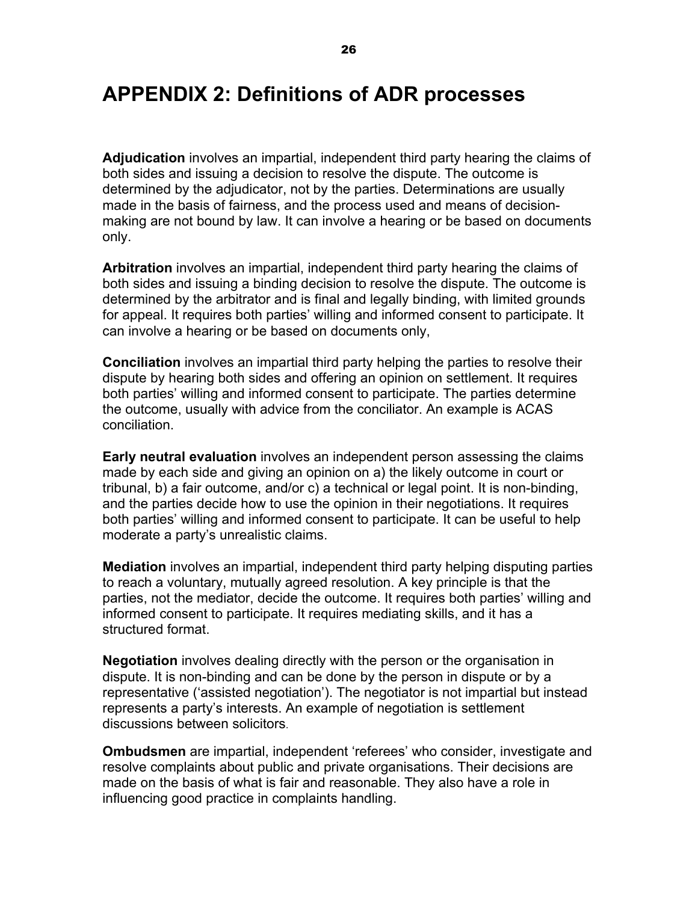# APPENDIX 2: Definitions of ADR processes

**Adjudication** involves an impartial, independent third party hearing the claims of both sides and issuing a decision to resolve the dispute. The outcome is determined by the adjudicator, not by the parties. Determinations are usually made in the basis of fairness, and the process used and means of decision-making are not bound by law. It can involve a hearing or be based on documents only.

**Arbitration** involves an impartial, independent third party hearing the claims of both sides and issuing a binding decision to resolve the dispute. The outcome is determined by the arbitrator and is final and legally binding, with limited grounds for appeal. It requires both parties' willing and informed consent to participate. It can involve a hearing or be based on documents only,

**Conciliation** involves an impartial third party helping the parties to resolve their dispute by hearing both sides and offering an opinion on settlement. It requires both parties' willing and informed consent to participate. The parties determine the outcome, usually with advice from the conciliator. An example is ACAS conciliation.

**Early neutral evaluation** involves an independent person assessing the claims made by each side and giving an opinion on a) the likely outcome in court or tribunal, b) a fair outcome, and/or c) a technical or legal point. It is non-binding, and the parties decide how to use the opinion in their negotiations. It requires both parties' willing and informed consent to participate. It can be useful to help moderate a party's unrealistic claims.

**Mediation** involves an impartial, independent third party helping disputing parties to reach a voluntary, mutually agreed resolution. A key principle is that the parties, not the mediator, decide the outcome. It requires both parties' willing and informed consent to participate. It requires mediating skills, and it has a structured format.

**Negotiation** involves dealing directly with the person or the organisation in dispute. It is non-binding and can be done by the person in dispute or by a representative ('assisted negotiation'). The negotiator is not impartial but instead represents a party's interests. An example of negotiation is settlement discussions between solicitors.

**Ombudsmen** are impartial, independent 'referees' who consider, investigate and resolve complaints about public and private organisations. Their decisions are made on the basis of what is fair and reasonable. They also have a role in influencing good practice in complaints handling.